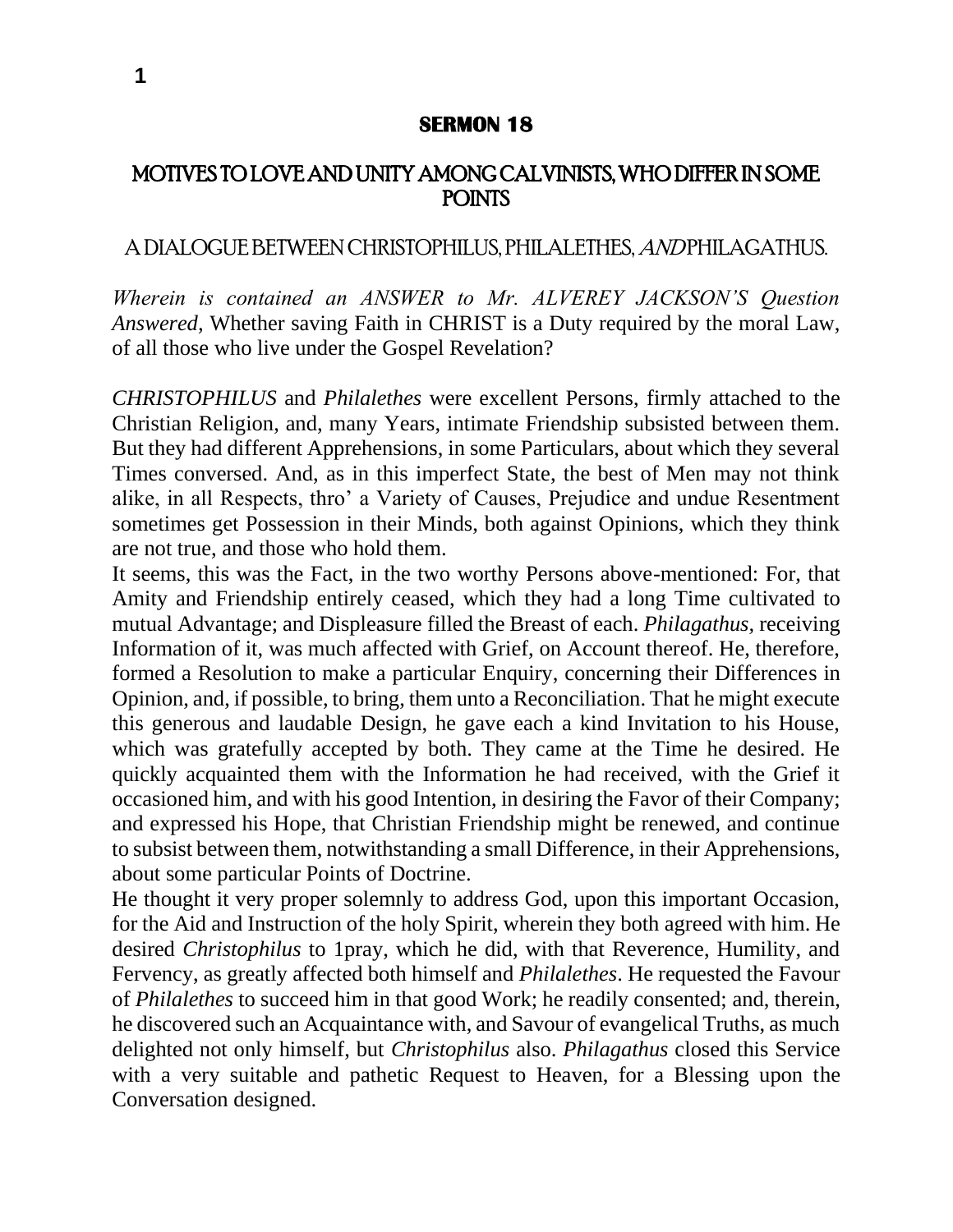## SERMON 18

# MOTIVES TO LOVE AND UNITY AMONG CALVINISTS, WHO DIFFER IN SOME POINTS

### A DIALOGUE BETWEEN CHRISTOPHILUS, PHILALETHES, *AND* PHILAGATHUS.

*Wherein is contained an ANSWER to Mr. ALVEREY JACKSON'S Question Answered,* Whether saving Faith in CHRIST is a Duty required by the moral Law, of all those who live under the Gospel Revelation?

*CHRISTOPHILUS* and *Philalethes* were excellent Persons, firmly attached to the Christian Religion, and, many Years, intimate Friendship subsisted between them. But they had different Apprehensions, in some Particulars, about which they several Times conversed. And, as in this imperfect State, the best of Men may not think alike, in all Respects, thro' a Variety of Causes, Prejudice and undue Resentment sometimes get Possession in their Minds, both against Opinions, which they think are not true, and those who hold them.

It seems, this was the Fact, in the two worthy Persons above-mentioned: For, that Amity and Friendship entirely ceased, which they had a long Time cultivated to mutual Advantage; and Displeasure filled the Breast of each. *Philagathus,* receiving Information of it, was much affected with Grief, on Account thereof. He, therefore, formed a Resolution to make a particular Enquiry, concerning their Differences in Opinion, and, if possible, to bring, them unto a Reconciliation. That he might execute this generous and laudable Design, he gave each a kind Invitation to his House, which was gratefully accepted by both. They came at the Time he desired. He quickly acquainted them with the Information he had received, with the Grief it occasioned him, and with his good Intention, in desiring the Favor of their Company; and expressed his Hope, that Christian Friendship might be renewed, and continue to subsist between them, notwithstanding a small Difference, in their Apprehensions, about some particular Points of Doctrine.

He thought it very proper solemnly to address God, upon this important Occasion, for the Aid and Instruction of the holy Spirit, wherein they both agreed with him. He desired *Christophilus* to 1pray, which he did, with that Reverence, Humility, and Fervency, as greatly affected both himself and *Philalethes*. He requested the Favour of *Philalethes* to succeed him in that good Work; he readily consented; and, therein, he discovered such an Acquaintance with, and Savour of evangelical Truths, as much delighted not only himself, but *Christophilus* also. *Philagathus* closed this Service with a very suitable and pathetic Request to Heaven, for a Blessing upon the Conversation designed.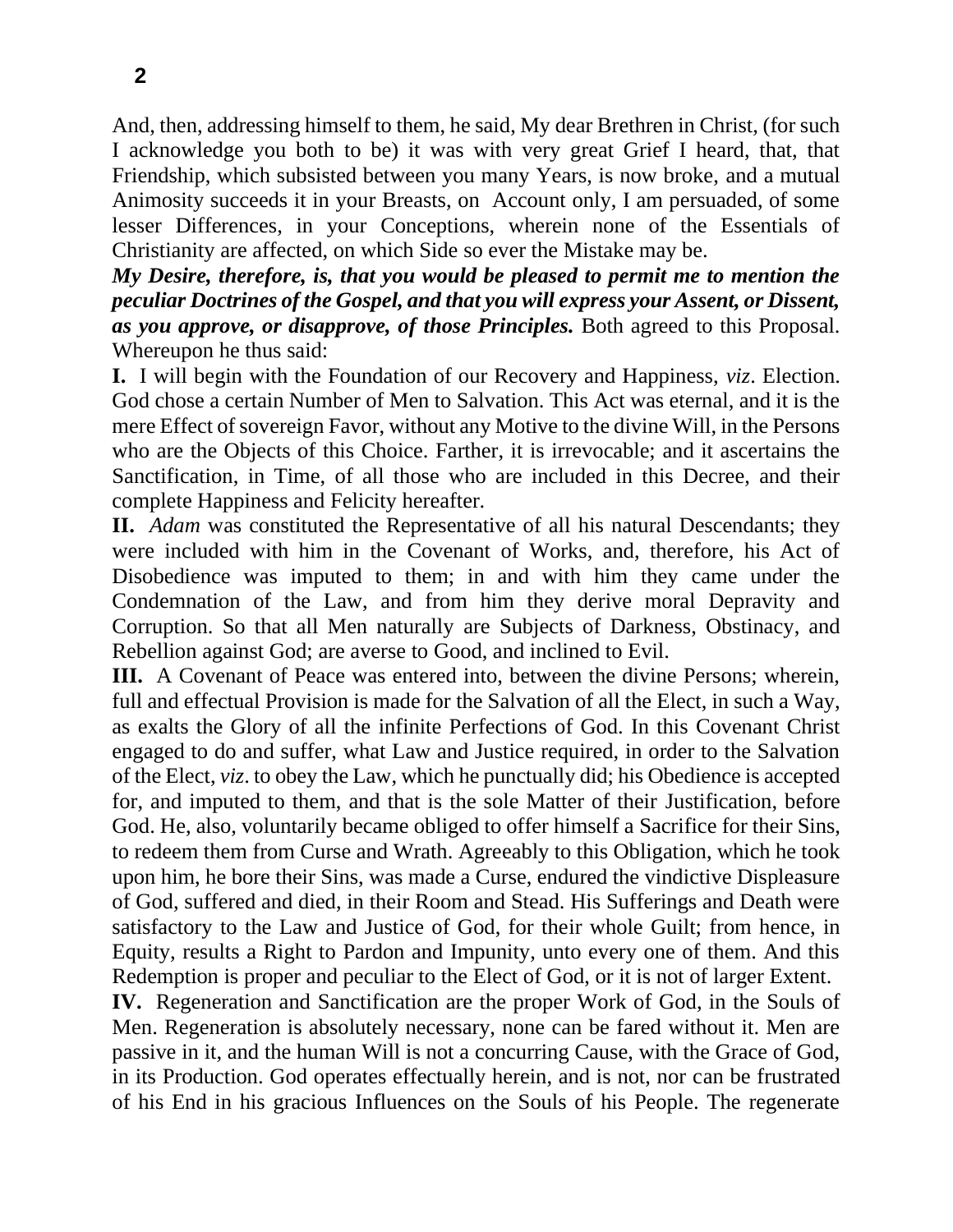And, then, addressing himself to them, he said, My dear Brethren in Christ, (for such I acknowledge you both to be) it was with very great Grief I heard, that, that Friendship, which subsisted between you many Years, is now broke, and a mutual Animosity succeeds it in your Breasts, on Account only, I am persuaded, of some lesser Differences, in your Conceptions, wherein none of the Essentials of Christianity are affected, on which Side so ever the Mistake may be.

***My Desire, therefore, is, that you would be pleased to permit me to mention the peculiar Doctrines of the Gospel, and that you will express your Assent, or Dissent, as you approve, or disapprove, of those Principles.*** Both agreed to this Proposal. Whereupon he thus said:

**I.** I will begin with the Foundation of our Recovery and Happiness, *viz*. Election. God chose a certain Number of Men to Salvation. This Act was eternal, and it is the mere Effect of sovereign Favor, without any Motive to the divine Will, in the Persons who are the Objects of this Choice. Farther, it is irrevocable; and it ascertains the Sanctification, in Time, of all those who are included in this Decree, and their complete Happiness and Felicity hereafter.

**II.** *Adam* was constituted the Representative of all his natural Descendants; they were included with him in the Covenant of Works, and, therefore, his Act of Disobedience was imputed to them; in and with him they came under the Condemnation of the Law, and from him they derive moral Depravity and Corruption. So that all Men naturally are Subjects of Darkness, Obstinacy, and Rebellion against God; are averse to Good, and inclined to Evil.

**III.** A Covenant of Peace was entered into, between the divine Persons; wherein, full and effectual Provision is made for the Salvation of all the Elect, in such a Way, as exalts the Glory of all the infinite Perfections of God. In this Covenant Christ engaged to do and suffer, what Law and Justice required, in order to the Salvation of the Elect, *viz*. to obey the Law, which he punctually did; his Obedience is accepted for, and imputed to them, and that is the sole Matter of their Justification, before God. He, also, voluntarily became obliged to offer himself a Sacrifice for their Sins, to redeem them from Curse and Wrath. Agreeably to this Obligation, which he took upon him, he bore their Sins, was made a Curse, endured the vindictive Displeasure of God, suffered and died, in their Room and Stead. His Sufferings and Death were satisfactory to the Law and Justice of God, for their whole Guilt; from hence, in Equity, results a Right to Pardon and Impunity, unto every one of them. And this Redemption is proper and peculiar to the Elect of God, or it is not of larger Extent.

**IV.** Regeneration and Sanctification are the proper Work of God, in the Souls of Men. Regeneration is absolutely necessary, none can be fared without it. Men are passive in it, and the human Will is not a concurring Cause, with the Grace of God, in its Production. God operates effectually herein, and is not, nor can be frustrated of his End in his gracious Influences on the Souls of his People. The regenerate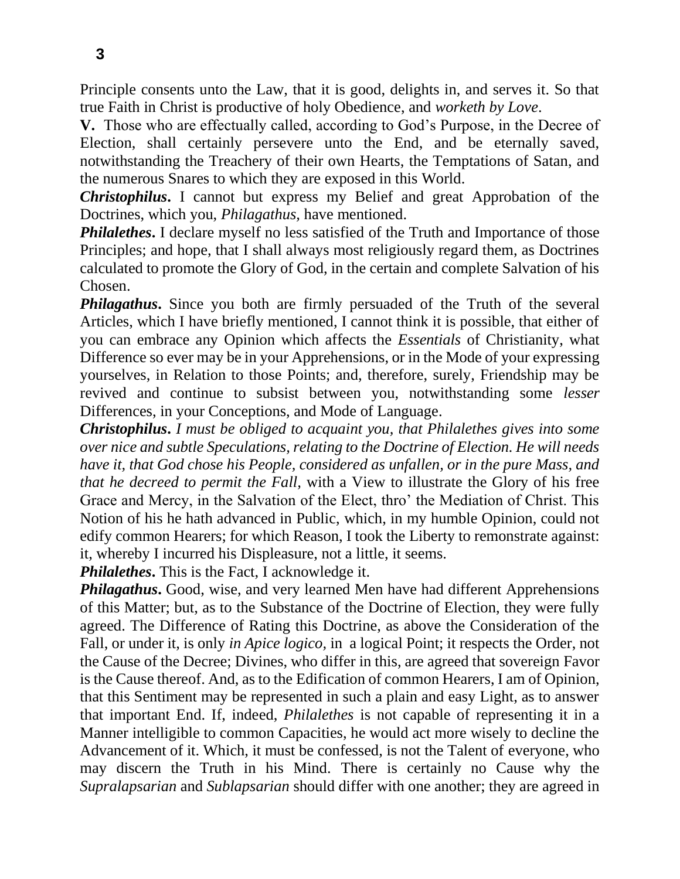Principle consents unto the Law, that it is good, delights in, and serves it. So that true Faith in Christ is productive of holy Obedience, and *worketh by Love*.

**V.** Those who are effectually called, according to God's Purpose, in the Decree of Election, shall certainly persevere unto the End, and be eternally saved, notwithstanding the Treachery of their own Hearts, the Temptations of Satan, and the numerous Snares to which they are exposed in this World.

***Christophilus*.** I cannot but express my Belief and great Approbation of the Doctrines, which you, *Philagathus,* have mentioned.

***Philalethes*.** I declare myself no less satisfied of the Truth and Importance of those Principles; and hope, that I shall always most religiously regard them, as Doctrines calculated to promote the Glory of God, in the certain and complete Salvation of his Chosen.

***Philagathus*.** Since you both are firmly persuaded of the Truth of the several Articles, which I have briefly mentioned, I cannot think it is possible, that either of you can embrace any Opinion which affects the *Essentials* of Christianity, what Difference so ever may be in your Apprehensions, or in the Mode of your expressing yourselves, in Relation to those Points; and, therefore, surely, Friendship may be revived and continue to subsist between you, notwithstanding some *lesser* Differences, in your Conceptions, and Mode of Language.

***Christophilus*.** *I must be obliged to acquaint you, that Philalethes gives into some over nice and subtle Speculations, relating to the Doctrine of Election. He will needs have it, that God chose his People, considered as unfallen, or in the pure Mass, and that he decreed to permit the Fall,* with a View to illustrate the Glory of his free Grace and Mercy, in the Salvation of the Elect, thro' the Mediation of Christ. This Notion of his he hath advanced in Public, which, in my humble Opinion, could not edify common Hearers; for which Reason, I took the Liberty to remonstrate against: it, whereby I incurred his Displeasure, not a little, it seems.

***Philalethes*.** This is the Fact, I acknowledge it.

***Philagathus*.** Good, wise, and very learned Men have had different Apprehensions of this Matter; but, as to the Substance of the Doctrine of Election, they were fully agreed. The Difference of Rating this Doctrine, as above the Consideration of the Fall, or under it, is only *in Apice logico,* in a logical Point; it respects the Order, not the Cause of the Decree; Divines, who differ in this, are agreed that sovereign Favor is the Cause thereof. And, as to the Edification of common Hearers, I am of Opinion, that this Sentiment may be represented in such a plain and easy Light, as to answer that important End. If, indeed, *Philalethes* is not capable of representing it in a Manner intelligible to common Capacities, he would act more wisely to decline the Advancement of it. Which, it must be confessed, is not the Talent of everyone, who may discern the Truth in his Mind. There is certainly no Cause why the *Supralapsarian* and *Sublapsarian* should differ with one another; they are agreed in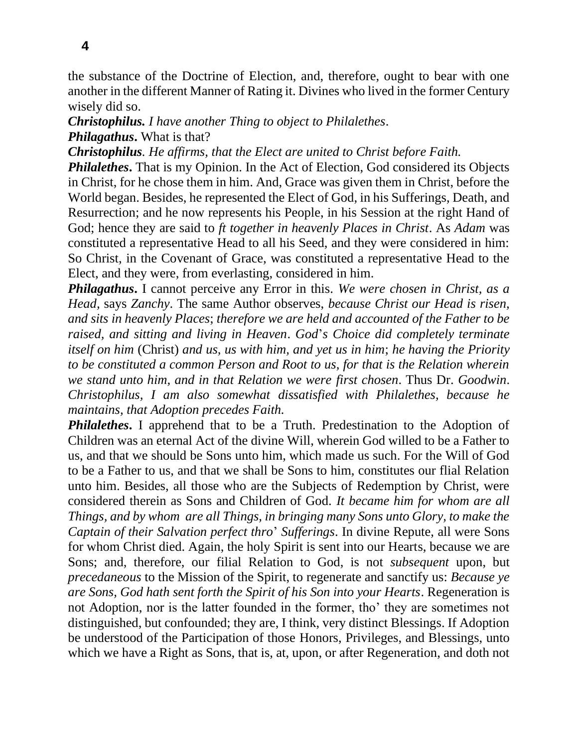the substance of the Doctrine of Election, and, therefore, ought to bear with one another in the different Manner of Rating it. Divines who lived in the former Century wisely did so.

***Christophilus.*** *I have another Thing to object to Philalethes.*

***Philagathus***. What is that?

***Christophilus***. *He affirms, that the Elect are united to Christ before Faith.*

***Philalethes***. That is my Opinion. In the Act of Election, God considered its Objects in Christ, for he chose them in him. And, Grace was given them in Christ, before the World began. Besides, he represented the Elect of God, in his Sufferings, Death, and Resurrection; and he now represents his People, in his Session at the right Hand of God; hence they are said to *ft together in heavenly Places in Christ*. As *Adam* was constituted a representative Head to all his Seed, and they were considered in him: So Christ, in the Covenant of Grace, was constituted a representative Head to the Elect, and they were, from everlasting, considered in him.

***Philagathus***. I cannot perceive any Error in this. *We were chosen in Christ, as a Head*, says *Zanchy*. The same Author observes, *because Christ our Head is risen, and sits in heavenly Places*; *therefore we are held and accounted of the Father to be raised, and sitting and living in Heaven*. *God*'*s Choice did completely terminate itself on him* (Christ) *and us, us with him, and yet us in him*; *he having the Priority to be constituted a common Person and Root to us, for that is the Relation wherein we stand unto him, and in that Relation we were first chosen*. Thus Dr. *Goodwin*.

*Christophilus, I am also somewhat dissatisfied with Philalethes, because he maintains, that Adoption precedes Faith.*

***Philalethes***. I apprehend that to be a Truth. Predestination to the Adoption of Children was an eternal Act of the divine Will, wherein God willed to be a Father to us, and that we should be Sons unto him, which made us such. For the Will of God to be a Father to us, and that we shall be Sons to him, constitutes our flial Relation unto him. Besides, all those who are the Subjects of Redemption by Christ, were considered therein as Sons and Children of God. *It became him for whom are all Things, and by whom are all Things, in bringing many Sons unto Glory, to make the Captain of their Salvation perfect thro*' *Sufferings*. In divine Repute, all were Sons for whom Christ died. Again, the holy Spirit is sent into our Hearts, because we are Sons; and, therefore, our filial Relation to God, is not *subsequent* upon, but *precedaneous* to the Mission of the Spirit, to regenerate and sanctify us: *Because ye are Sons, God hath sent forth the Spirit of his Son into your Hearts*. Regeneration is not Adoption, nor is the latter founded in the former, tho' they are sometimes not distinguished, but confounded; they are, I think, very distinct Blessings. If Adoption be understood of the Participation of those Honors, Privileges, and Blessings, unto which we have a Right as Sons, that is, at, upon, or after Regeneration, and doth not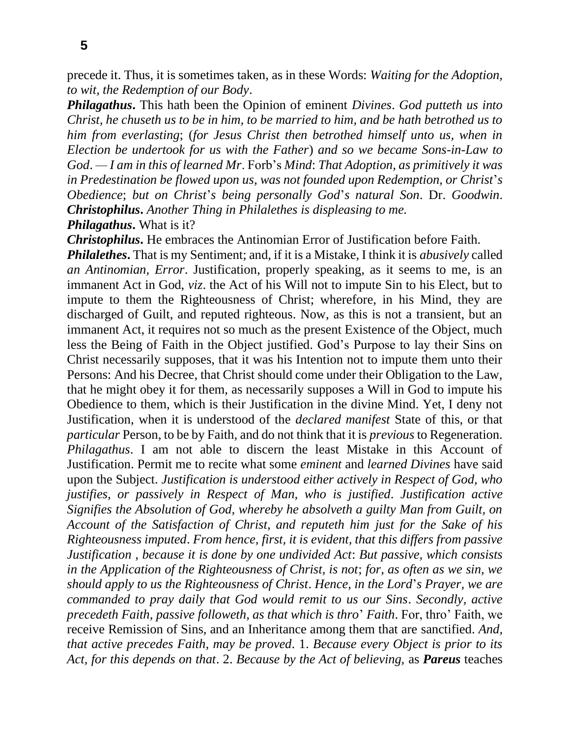precede it. Thus, it is sometimes taken, as in these Words: *Waiting for the Adoption, to wit, the Redemption of our Body*.

***Philagathus*.** This hath been the Opinion of eminent *Divines*. *God putteth us into Christ, he chuseth us to be in him, to be married to him, and be hath betrothed us to him from everlasting*; (*for Jesus Christ then betrothed himself unto us, when in Election be undertook for us with the Father*) *and so we became Sons-in-Law to God*. *— I am in this of learned Mr*. Forb's *Mind*: *That Adoption, as primitively it was in Predestination be flowed upon us, was not founded upon Redemption, or Christ*'*s Obedience*; *but on Christ*'*s being personally God*'*s natural Son*. Dr. *Goodwin*.

***Christophilus*.** *Another Thing in Philalethes is displeasing to me.*

***Philagathus*.** What is it?

***Christophilus*.** He embraces the Antinomian Error of Justification before Faith.

***Philalethes*.** That is my Sentiment; and, if it is a Mistake, I think it is *abusively* called *an Antinomian, Error*. Justification, properly speaking, as it seems to me, is an immanent Act in God, *viz*. the Act of his Will not to impute Sin to his Elect, but to impute to them the Righteousness of Christ; wherefore, in his Mind, they are discharged of Guilt, and reputed righteous. Now, as this is not a transient, but an immanent Act, it requires not so much as the present Existence of the Object, much less the Being of Faith in the Object justified. God's Purpose to lay their Sins on Christ necessarily supposes, that it was his Intention not to impute them unto their Persons: And his Decree, that Christ should come under their Obligation to the Law, that he might obey it for them, as necessarily supposes a Will in God to impute his Obedience to them, which is their Justification in the divine Mind. Yet, I deny not Justification, when it is understood of the *declared manifest* State of this, or that *particular* Person, to be by Faith, and do not think that it is *previous* to Regeneration.

*Philagathus*. I am not able to discern the least Mistake in this Account of Justification. Permit me to recite what some *eminent* and *learned Divines* have said upon the Subject. *Justification is understood either actively in Respect of God, who justifies, or passively in Respect of Man, who is justified*. *Justification active Signifies the Absolution of God, whereby he absolveth a guilty Man from Guilt, on Account of the Satisfaction of Christ, and reputeth him just for the Sake of his Righteousness imputed*. *From hence, first, it is evident, that this differs from passive Justification , because it is done by one undivided Act*: *But passive, which consists in the Application of the Righteousness of Christ, is not*; *for, as often as we sin, we should apply to us the Righteousness of Christ*. *Hence, in the Lord*'*s Prayer, we are commanded to pray daily that God would remit to us our Sins*. *Secondly, active precedeth Faith, passive followeth, as that which is thro*' *Faith*. For, thro' Faith, we receive Remission of Sins, and an Inheritance among them that are sanctified. *And, that active precedes Faith, may be proved*. 1. *Because every Object is prior to its Act, for this depends on that*. 2. *Because by the Act of believing,* as ***Pareus*** teaches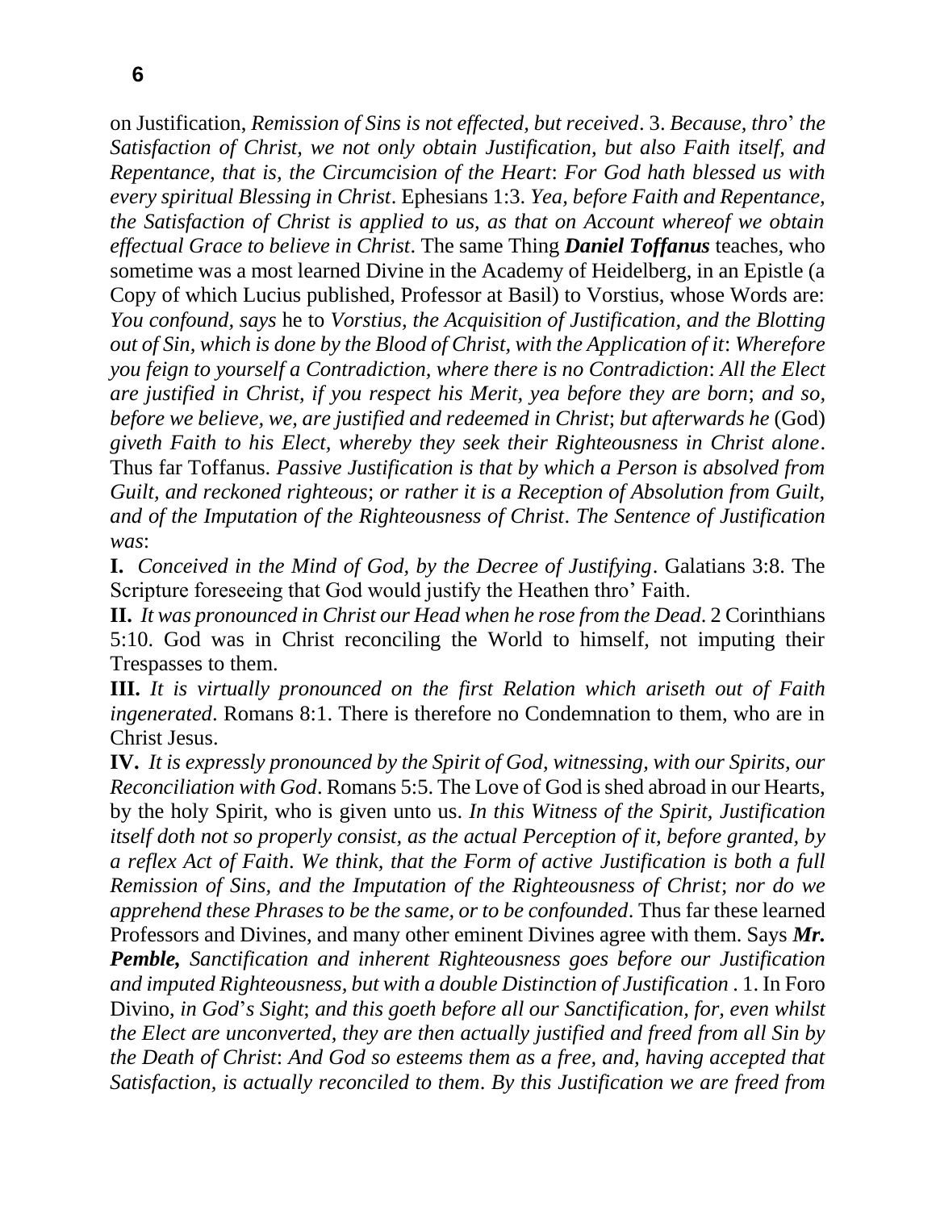on Justification, *Remission of Sins is not effected, but received*. 3. *Because, thro*' *the Satisfaction of Christ, we not only obtain Justification, but also Faith itself, and Repentance, that is, the Circumcision of the Heart*: *For God hath blessed us with every spiritual Blessing in Christ*. Ephesians 1:3. *Yea, before Faith and Repentance, the Satisfaction of Christ is applied to us, as that on Account whereof we obtain effectual Grace to believe in Christ*. The same Thing ***Daniel Toffanus*** teaches, who sometime was a most learned Divine in the Academy of Heidelberg, in an Epistle (a Copy of which Lucius published, Professor at Basil) to Vorstius, whose Words are: *You confound, says* he to *Vorstius, the Acquisition of Justification, and the Blotting out of Sin, which is done by the Blood of Christ, with the Application of it*: *Wherefore you feign to yourself a Contradiction, where there is no Contradiction*: *All the Elect are justified in Christ, if you respect his Merit, yea before they are born*; *and so, before we believe, we, are justified and redeemed in Christ*; *but afterwards he* (God) *giveth Faith to his Elect, whereby they seek their Righteousness in Christ alone*. Thus far Toffanus. *Passive Justification is that by which a Person is absolved from Guilt, and reckoned righteous*; *or rather it is a Reception of Absolution from Guilt, and of the Imputation of the Righteousness of Christ*. *The Sentence of Justification was*:

**I.** *Conceived in the Mind of God, by the Decree of Justifying*. Galatians 3:8. The Scripture foreseeing that God would justify the Heathen thro' Faith.

**II.** *It was pronounced in Christ our Head when he rose from the Dead*. 2 Corinthians 5:10. God was in Christ reconciling the World to himself, not imputing their Trespasses to them.

**III.** *It is virtually pronounced on the first Relation which ariseth out of Faith ingenerated*. Romans 8:1. There is therefore no Condemnation to them, who are in Christ Jesus.

**IV.** *It is expressly pronounced by the Spirit of God, witnessing, with our Spirits, our Reconciliation with God*. Romans 5:5. The Love of God is shed abroad in our Hearts, by the holy Spirit, who is given unto us. *In this Witness of the Spirit, Justification itself doth not so properly consist, as the actual Perception of it, before granted, by a reflex Act of Faith*. *We think, that the Form of active Justification is both a full Remission of Sins, and the Imputation of the Righteousness of Christ*; *nor do we apprehend these Phrases to be the same, or to be confounded*. Thus far these learned Professors and Divines, and many other eminent Divines agree with them. Says ***Mr. Pemble,*** *Sanctification and inherent Righteousness goes before our Justification and imputed Righteousness, but with a double Distinction of Justification* . 1. In Foro Divino, *in God*'*s Sight*; *and this goeth before all our Sanctification, for, even whilst the Elect are unconverted, they are then actually justified and freed from all Sin by the Death of Christ*: *And God so esteems them as a free, and, having accepted that Satisfaction, is actually reconciled to them*. *By this Justification we are freed from*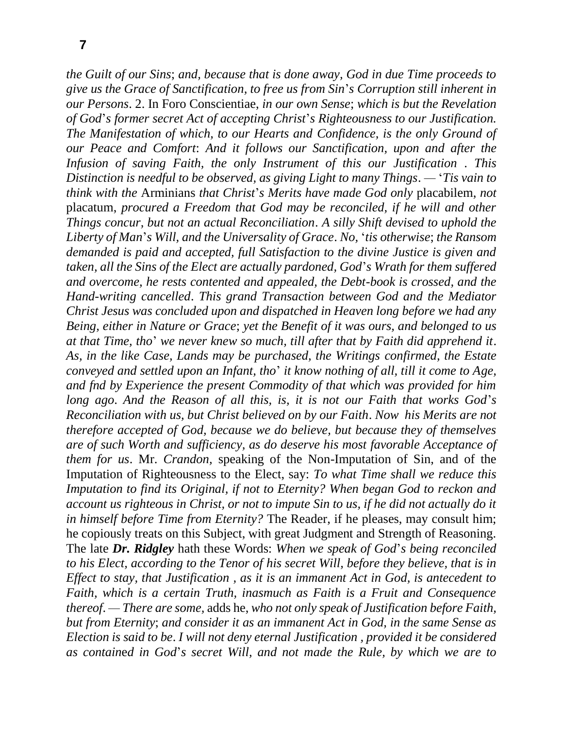*the Guilt of our Sins*; *and, because that is done away, God in due Time proceeds to give us the Grace of Sanctification, to free us from Sin*'*s Corruption still inherent in our Persons*. 2. In Foro Conscientiae, *in our own Sense*; *which is but the Revelation of God*'*s former secret Act of accepting Christ*'*s Righteousness to our Justification. The Manifestation of which, to our Hearts and Confidence, is the only Ground of our Peace and Comfort*: *And it follows our Sanctification, upon and after the Infusion of saving Faith, the only Instrument of this our Justification . This Distinction is needful to be observed, as giving Light to many Things*. — '*Tis vain to think with the* Arminians *that Christ*'*s Merits have made God only* placabilem, *not* placatum, *procured a Freedom that God may be reconciled, if he will and other Things concur, but not an actual Reconciliation*. *A silly Shift devised to uphold the Liberty of Man*'*s Will, and the Universality of Grace*. *No,* '*tis otherwise*; *the Ransom demanded is paid and accepted, full Satisfaction to the divine Justice is given and taken, all the Sins of the Elect are actually pardoned, God*'*s Wrath for them suffered and overcome, he rests contented and appealed, the Debt-book is crossed, and the Hand-writing cancelled*. *This grand Transaction between God and the Mediator Christ Jesus was concluded upon and dispatched in Heaven long before we had any Being, either in Nature or Grace*; *yet the Benefit of it was ours, and belonged to us at that Time, tho*' *we never knew so much, till after that by Faith did apprehend it*. *As, in the like Case, Lands may be purchased, the Writings confirmed, the Estate conveyed and settled upon an Infant, tho*' *it know nothing of all, till it come to Age, and fnd by Experience the present Commodity of that which was provided for him long ago*. *And the Reason of all this, is, it is not our Faith that works God*'*s Reconciliation with us, but Christ believed on by our Faith*. *Now his Merits are not therefore accepted of God, because we do believe, but because they of themselves are of such Worth and sufficiency, as do deserve his most favorable Acceptance of them for us*. Mr. *Crandon,* speaking of the Non-Imputation of Sin, and of the Imputation of Righteousness to the Elect, say: *To what Time shall we reduce this Imputation to find its Original, if not to Eternity? When began God to reckon and account us righteous in Christ, or not to impute Sin to us, if he did not actually do it in himself before Time from Eternity?* The Reader, if he pleases, may consult him; he copiously treats on this Subject, with great Judgment and Strength of Reasoning. The late ***Dr. Ridgley*** hath these Words: *When we speak of God*'*s being reconciled to his Elect, according to the Tenor of his secret Will, before they believe, that is in Effect to stay, that Justification , as it is an immanent Act in God, is antecedent to Faith, which is a certain Truth, inasmuch as Faith is a Fruit and Consequence thereof*. — *There are some,* adds he, *who not only speak of Justification before Faith, but from Eternity*; *and consider it as an immanent Act in God, in the same Sense as Election is said to be*. *I will not deny eternal Justification , provided it be considered as contained in God*'*s secret Will, and not made the Rule, by which we are to*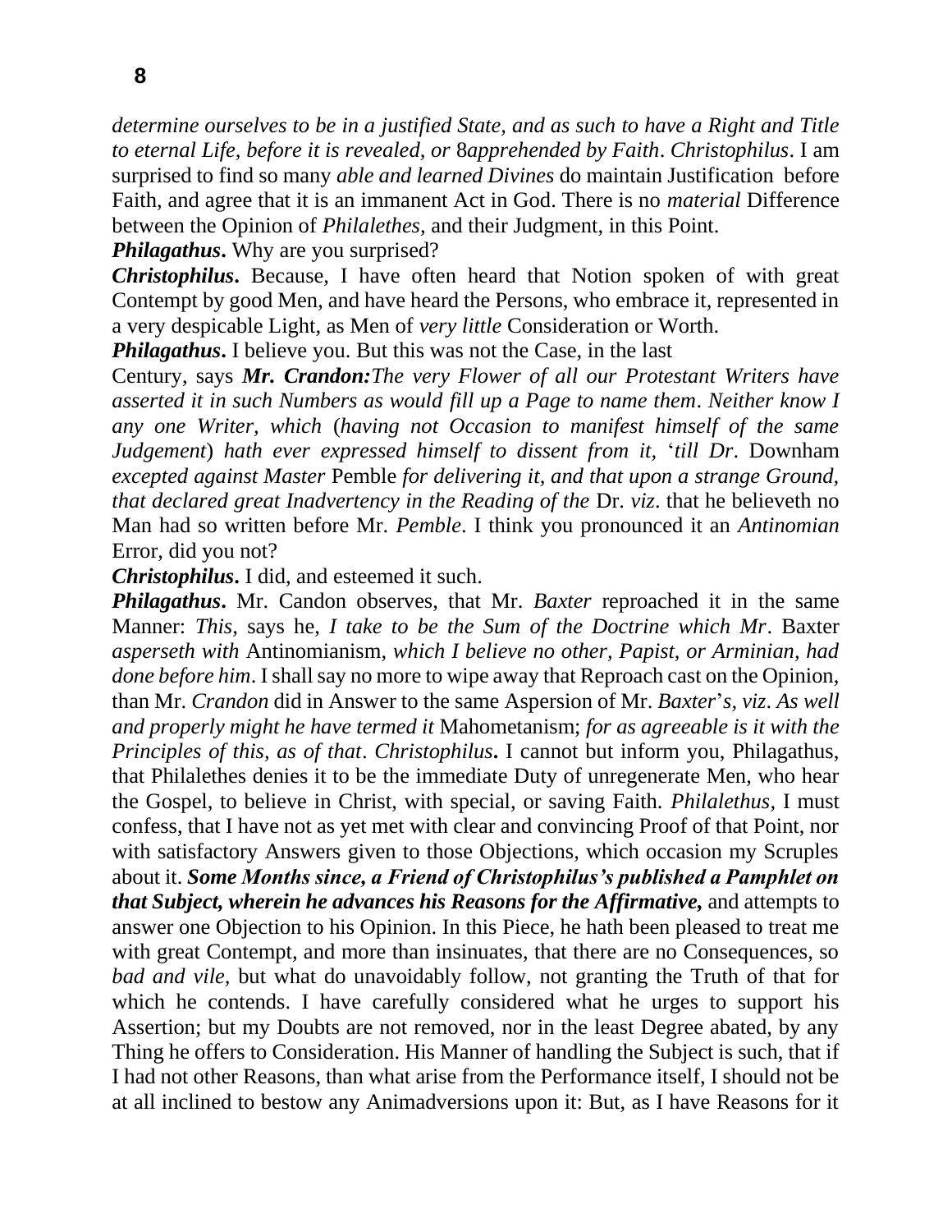*determine ourselves to be in a justified State, and as such to have a Right and Title to eternal Life, before it is revealed, or* 8*apprehended by Faith*. *Christophilus*. I am surprised to find so many *able and learned Divines* do maintain Justification before Faith, and agree that it is an immanent Act in God. There is no *material* Difference between the Opinion of *Philalethes,* and their Judgment, in this Point.

***Philagathus*.** Why are you surprised?

***Christophilus*.** Because, I have often heard that Notion spoken of with great Contempt by good Men, and have heard the Persons, who embrace it, represented in a very despicable Light, as Men of *very little* Consideration or Worth.

***Philagathus*.** I believe you. But this was not the Case, in the last Century, says ***Mr. Crandon:****The very Flower of all our Protestant Writers have asserted it in such Numbers as would fill up a Page to name them*. *Neither know I any one Writer, which* (*having not Occasion to manifest himself of the same Judgement*) *hath ever expressed himself to dissent from it,* '*till Dr*. Downham *excepted against Master* Pemble *for delivering it, and that upon a strange Ground, that declared great Inadvertency in the Reading of the* Dr. *viz*. that he believeth no Man had so written before Mr. *Pemble*. I think you pronounced it an *Antinomian* Error, did you not?

***Christophilus*.** I did, and esteemed it such.

***Philagathus*.** Mr. Candon observes, that Mr. *Baxter* reproached it in the same Manner: *This,* says he, *I take to be the Sum of the Doctrine which Mr*. Baxter *asperseth with* Antinomianism, *which I believe no other, Papist, or Arminian, had done before him*. I shall say no more to wipe away that Reproach cast on the Opinion, than Mr. *Crandon* did in Answer to the same Aspersion of Mr. *Baxter*'*s, viz*. *As well and properly might he have termed it* Mahometanism; *for as agreeable is it with the Principles of this, as of that*. *Christophilus***.** I cannot but inform you, Philagathus, that Philalethes denies it to be the immediate Duty of unregenerate Men, who hear the Gospel, to believe in Christ, with special, or saving Faith. *Philalethus,* I must confess, that I have not as yet met with clear and convincing Proof of that Point, nor with satisfactory Answers given to those Objections, which occasion my Scruples about it. ***Some Months since, a Friend of Christophilus's published a Pamphlet on that Subject, wherein he advances his Reasons for the Affirmative,*** and attempts to answer one Objection to his Opinion. In this Piece, he hath been pleased to treat me with great Contempt, and more than insinuates, that there are no Consequences, so *bad and vile,* but what do unavoidably follow, not granting the Truth of that for which he contends. I have carefully considered what he urges to support his Assertion; but my Doubts are not removed, nor in the least Degree abated, by any Thing he offers to Consideration. His Manner of handling the Subject is such, that if I had not other Reasons, than what arise from the Performance itself, I should not be at all inclined to bestow any Animadversions upon it: But, as I have Reasons for it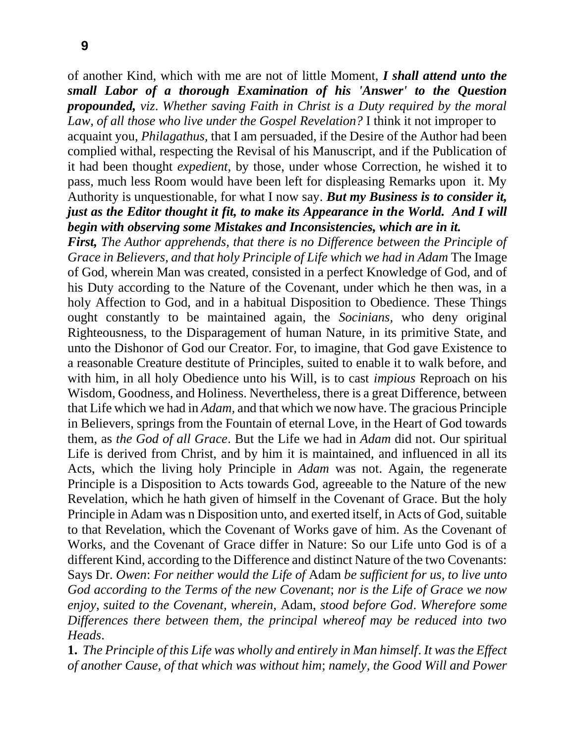of another Kind, which with me are not of little Moment, ***I shall attend unto the small Labor of a thorough Examination of his 'Answer' to the Question propounded,*** *viz*. *Whether saving Faith in Christ is a Duty required by the moral Law, of all those who live under the Gospel Revelation?* I think it not improper to acquaint you, *Philagathus,* that I am persuaded, if the Desire of the Author had been complied withal, respecting the Revisal of his Manuscript, and if the Publication of it had been thought *expedient,* by those, under whose Correction, he wished it to pass, much less Room would have been left for displeasing Remarks upon it. My Authority is unquestionable, for what I now say. ***But my Business is to consider it, just as the Editor thought it fit, to make its Appearance in the World. And I will begin with observing some Mistakes and Inconsistencies, which are in it.***

***First,*** *The Author apprehends, that there is no Difference between the Principle of Grace in Believers, and that holy Principle of Life which we had in Adam* The Image of God, wherein Man was created, consisted in a perfect Knowledge of God, and of his Duty according to the Nature of the Covenant, under which he then was, in a holy Affection to God, and in a habitual Disposition to Obedience. These Things ought constantly to be maintained again, the *Socinians,* who deny original Righteousness, to the Disparagement of human Nature, in its primitive State, and unto the Dishonor of God our Creator. For, to imagine, that God gave Existence to a reasonable Creature destitute of Principles, suited to enable it to walk before, and with him, in all holy Obedience unto his Will, is to cast *impious* Reproach on his Wisdom, Goodness, and Holiness. Nevertheless, there is a great Difference, between that Life which we had in *Adam,* and that which we now have. The gracious Principle in Believers, springs from the Fountain of eternal Love, in the Heart of God towards them, as *the God of all Grace*. But the Life we had in *Adam* did not. Our spiritual Life is derived from Christ, and by him it is maintained, and influenced in all its Acts, which the living holy Principle in *Adam* was not. Again, the regenerate Principle is a Disposition to Acts towards God, agreeable to the Nature of the new Revelation, which he hath given of himself in the Covenant of Grace. But the holy Principle in Adam was n Disposition unto, and exerted itself, in Acts of God, suitable to that Revelation, which the Covenant of Works gave of him. As the Covenant of Works, and the Covenant of Grace differ in Nature: So our Life unto God is of a different Kind, according to the Difference and distinct Nature of the two Covenants: Says Dr. *Owen*: *For neither would the Life of* Adam *be sufficient for us, to live unto God according to the Terms of the new Covenant*; *nor is the Life of Grace we now enjoy, suited to the Covenant, wherein,* Adam, *stood before God*. *Wherefore some Differences there between them, the principal whereof may be reduced into two Heads*.

**1.** *The Principle of this Life was wholly and entirely in Man himself*. *It was the Effect of another Cause, of that which was without him*; *namely, the Good Will and Power*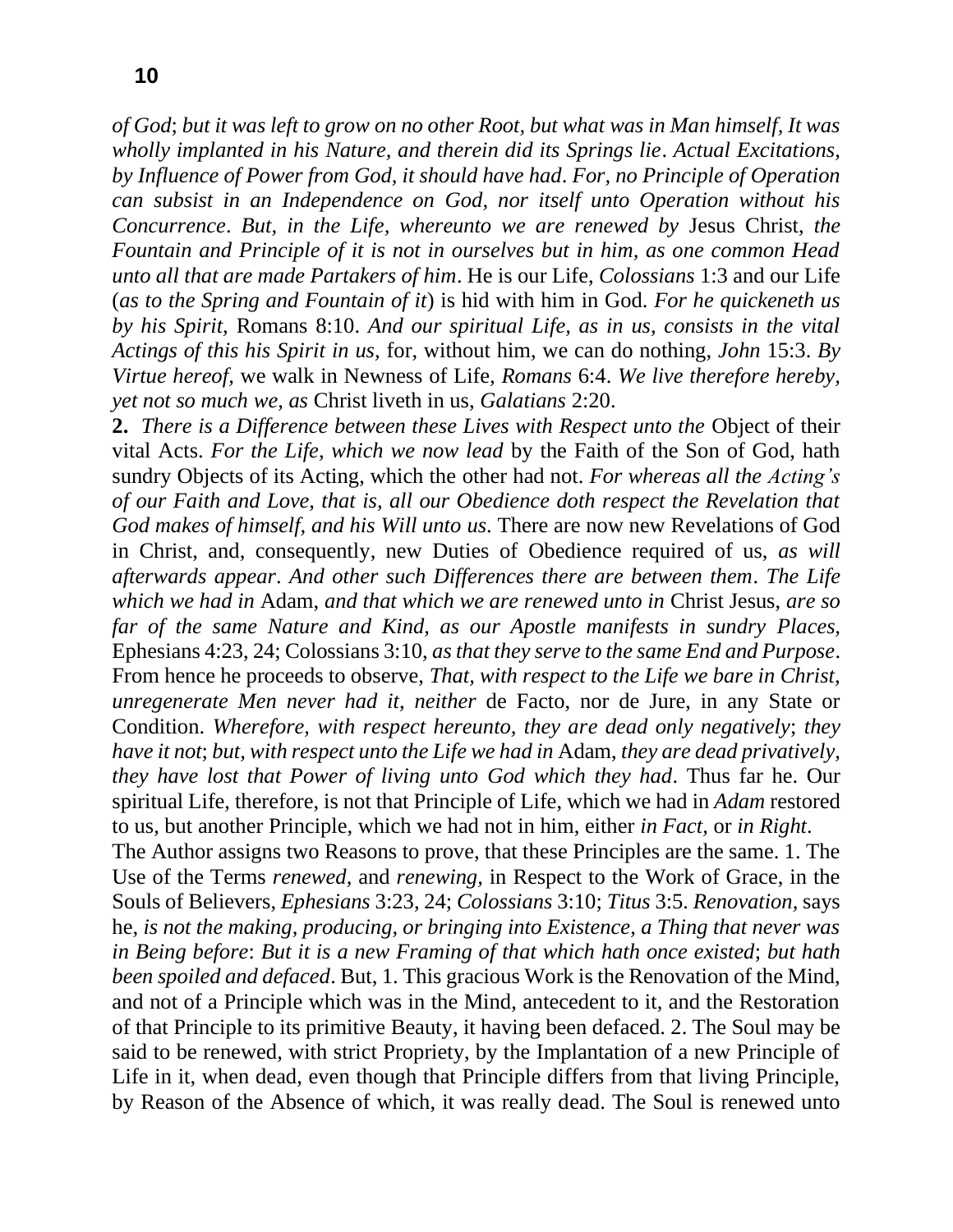*of God*; *but it was left to grow on no other Root, but what was in Man himself, It was wholly implanted in his Nature, and therein did its Springs lie*. *Actual Excitations, by Influence of Power from God, it should have had*. *For, no Principle of Operation can subsist in an Independence on God, nor itself unto Operation without his Concurrence*. *But, in the Life, whereunto we are renewed by* Jesus Christ, *the Fountain and Principle of it is not in ourselves but in him, as one common Head unto all that are made Partakers of him*. He is our Life, *Colossians* 1:3 and our Life (*as to the Spring and Fountain of it*) is hid with him in God. *For he quickeneth us by his Spirit,* Romans 8:10. *And our spiritual Life, as in us, consists in the vital Actings of this his Spirit in us,* for, without him, we can do nothing, *John* 15:3. *By Virtue hereof,* we walk in Newness of Life, *Romans* 6:4. *We live therefore hereby, yet not so much we, as* Christ liveth in us, *Galatians* 2:20.

**2.** *There is a Difference between these Lives with Respect unto the* Object of their vital Acts. *For the Life, which we now lead* by the Faith of the Son of God, hath sundry Objects of its Acting, which the other had not. *For whereas all the Acting's of our Faith and Love, that is, all our Obedience doth respect the Revelation that God makes of himself, and his Will unto us*. There are now new Revelations of God in Christ, and, consequently, new Duties of Obedience required of us, *as will afterwards appear*. *And other such Differences there are between them*. *The Life which we had in* Adam, *and that which we are renewed unto in* Christ Jesus, *are so far of the same Nature and Kind, as our Apostle manifests in sundry Places,* Ephesians 4:23, 24; Colossians 3:10, *as that they serve to the same End and Purpose*. From hence he proceeds to observe, *That, with respect to the Life we bare in Christ, unregenerate Men never had it, neither* de Facto, nor de Jure, in any State or Condition. *Wherefore, with respect hereunto, they are dead only negatively*; *they have it not*; *but, with respect unto the Life we had in* Adam, *they are dead privatively, they have lost that Power of living unto God which they had*. Thus far he. Our spiritual Life, therefore, is not that Principle of Life, which we had in *Adam* restored to us, but another Principle, which we had not in him, either *in Fact,* or *in Right*.

The Author assigns two Reasons to prove, that these Principles are the same. 1. The Use of the Terms *renewed,* and *renewing,* in Respect to the Work of Grace, in the Souls of Believers, *Ephesians* 3:23, 24; *Colossians* 3:10; *Titus* 3:5. *Renovation,* says he, *is not the making, producing, or bringing into Existence, a Thing that never was in Being before*: *But it is a new Framing of that which hath once existed*; *but hath been spoiled and defaced*. But, 1. This gracious Work is the Renovation of the Mind, and not of a Principle which was in the Mind, antecedent to it, and the Restoration of that Principle to its primitive Beauty, it having been defaced. 2. The Soul may be said to be renewed, with strict Propriety, by the Implantation of a new Principle of Life in it, when dead, even though that Principle differs from that living Principle, by Reason of the Absence of which, it was really dead. The Soul is renewed unto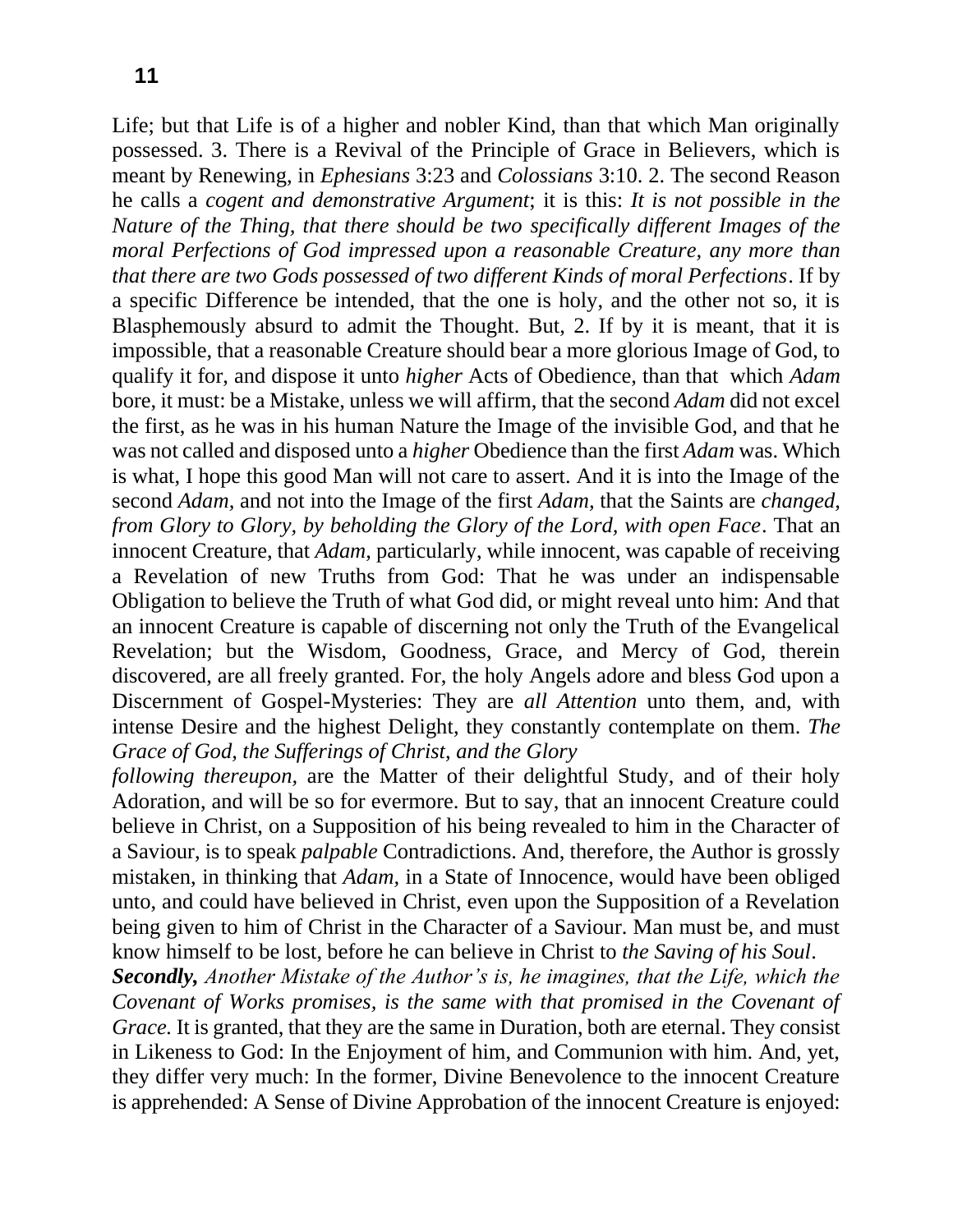Life; but that Life is of a higher and nobler Kind, than that which Man originally possessed. 3. There is a Revival of the Principle of Grace in Believers, which is meant by Renewing, in *Ephesians* 3:23 and *Colossians* 3:10. 2. The second Reason he calls a *cogent and demonstrative Argument*; it is this: *It is not possible in the Nature of the Thing, that there should be two specifically different Images of the moral Perfections of God impressed upon a reasonable Creature, any more than that there are two Gods possessed of two different Kinds of moral Perfections*. If by a specific Difference be intended, that the one is holy, and the other not so, it is Blasphemously absurd to admit the Thought. But, 2. If by it is meant, that it is impossible, that a reasonable Creature should bear a more glorious Image of God, to qualify it for, and dispose it unto *higher* Acts of Obedience, than that which *Adam* bore, it must: be a Mistake, unless we will affirm, that the second *Adam* did not excel the first, as he was in his human Nature the Image of the invisible God, and that he was not called and disposed unto a *higher* Obedience than the first *Adam* was. Which is what, I hope this good Man will not care to assert. And it is into the Image of the second *Adam,* and not into the Image of the first *Adam,* that the Saints are *changed, from Glory to Glory, by beholding the Glory of the Lord, with open Face*. That an innocent Creature, that *Adam,* particularly, while innocent, was capable of receiving a Revelation of new Truths from God: That he was under an indispensable Obligation to believe the Truth of what God did, or might reveal unto him: And that an innocent Creature is capable of discerning not only the Truth of the Evangelical Revelation; but the Wisdom, Goodness, Grace, and Mercy of God, therein discovered, are all freely granted. For, the holy Angels adore and bless God upon a Discernment of Gospel-Mysteries: They are *all Attention* unto them, and, with intense Desire and the highest Delight, they constantly contemplate on them. *The Grace of God, the Sufferings of Christ, and the Glory following thereupon,* are the Matter of their delightful Study, and of their holy Adoration, and will be so for evermore. But to say, that an innocent Creature could believe in Christ, on a Supposition of his being revealed to him in the Character of a Saviour, is to speak *palpable* Contradictions. And, therefore, the Author is grossly mistaken, in thinking that *Adam,* in a State of Innocence, would have been obliged unto, and could have believed in Christ, even upon the Supposition of a Revelation being given to him of Christ in the Character of a Saviour. Man must be, and must know himself to be lost, before he can believe in Christ to *the Saving of his Soul*.

***Secondly,*** *Another Mistake of the Author's is, he imagines, that the Life, which the Covenant of Works promises, is the same with that promised in the Covenant of Grace.* It is granted, that they are the same in Duration, both are eternal. They consist in Likeness to God: In the Enjoyment of him, and Communion with him. And, yet, they differ very much: In the former, Divine Benevolence to the innocent Creature is apprehended: A Sense of Divine Approbation of the innocent Creature is enjoyed: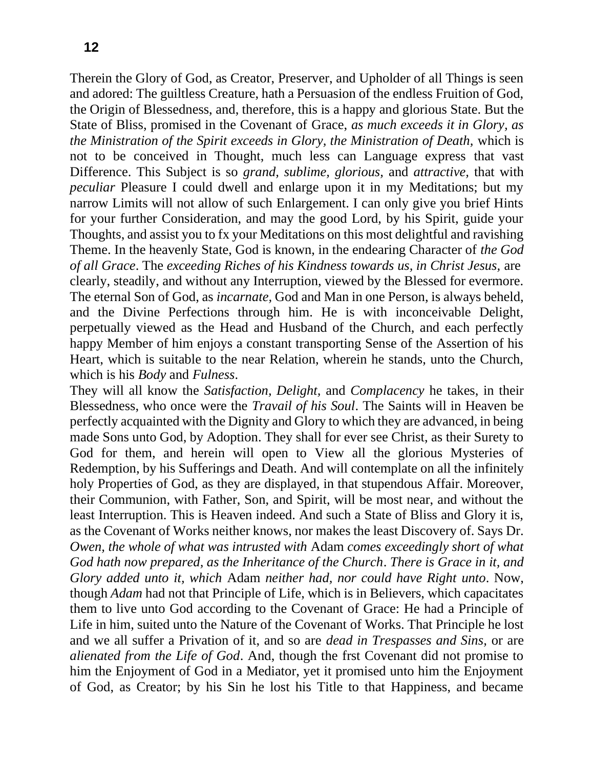Therein the Glory of God, as Creator, Preserver, and Upholder of all Things is seen and adored: The guiltless Creature, hath a Persuasion of the endless Fruition of God, the Origin of Blessedness, and, therefore, this is a happy and glorious State. But the State of Bliss, promised in the Covenant of Grace, *as much exceeds it in Glory, as the Ministration of the Spirit exceeds in Glory, the Ministration of Death,* which is not to be conceived in Thought, much less can Language express that vast Difference. This Subject is so *grand, sublime, glorious,* and *attractive,* that with *peculiar* Pleasure I could dwell and enlarge upon it in my Meditations; but my narrow Limits will not allow of such Enlargement. I can only give you brief Hints for your further Consideration, and may the good Lord, by his Spirit, guide your Thoughts, and assist you to fx your Meditations on this most delightful and ravishing Theme. In the heavenly State, God is known, in the endearing Character of *the God of all Grace*. The *exceeding Riches of his Kindness towards us, in Christ Jesus,* are clearly, steadily, and without any Interruption, viewed by the Blessed for evermore. The eternal Son of God, as *incarnate,* God and Man in one Person, is always beheld, and the Divine Perfections through him. He is with inconceivable Delight, perpetually viewed as the Head and Husband of the Church, and each perfectly happy Member of him enjoys a constant transporting Sense of the Assertion of his Heart, which is suitable to the near Relation, wherein he stands, unto the Church, which is his *Body* and *Fulness*.

They will all know the *Satisfaction, Delight,* and *Complacency* he takes, in their Blessedness, who once were the *Travail of his Soul*. The Saints will in Heaven be perfectly acquainted with the Dignity and Glory to which they are advanced, in being made Sons unto God, by Adoption. They shall for ever see Christ, as their Surety to God for them, and herein will open to View all the glorious Mysteries of Redemption, by his Sufferings and Death. And will contemplate on all the infinitely holy Properties of God, as they are displayed, in that stupendous Affair. Moreover, their Communion, with Father, Son, and Spirit, will be most near, and without the least Interruption. This is Heaven indeed. And such a State of Bliss and Glory it is, as the Covenant of Works neither knows, nor makes the least Discovery of. Says Dr. *Owen, the whole of what was intrusted with* Adam *comes exceedingly short of what God hath now prepared, as the Inheritance of the Church*. *There is Grace in it, and Glory added unto it, which* Adam *neither had, nor could have Right unto*. Now, though *Adam* had not that Principle of Life, which is in Believers, which capacitates them to live unto God according to the Covenant of Grace: He had a Principle of Life in him, suited unto the Nature of the Covenant of Works. That Principle he lost and we all suffer a Privation of it, and so are *dead in Trespasses and Sins,* or are *alienated from the Life of God*. And, though the frst Covenant did not promise to him the Enjoyment of God in a Mediator, yet it promised unto him the Enjoyment of God, as Creator; by his Sin he lost his Title to that Happiness, and became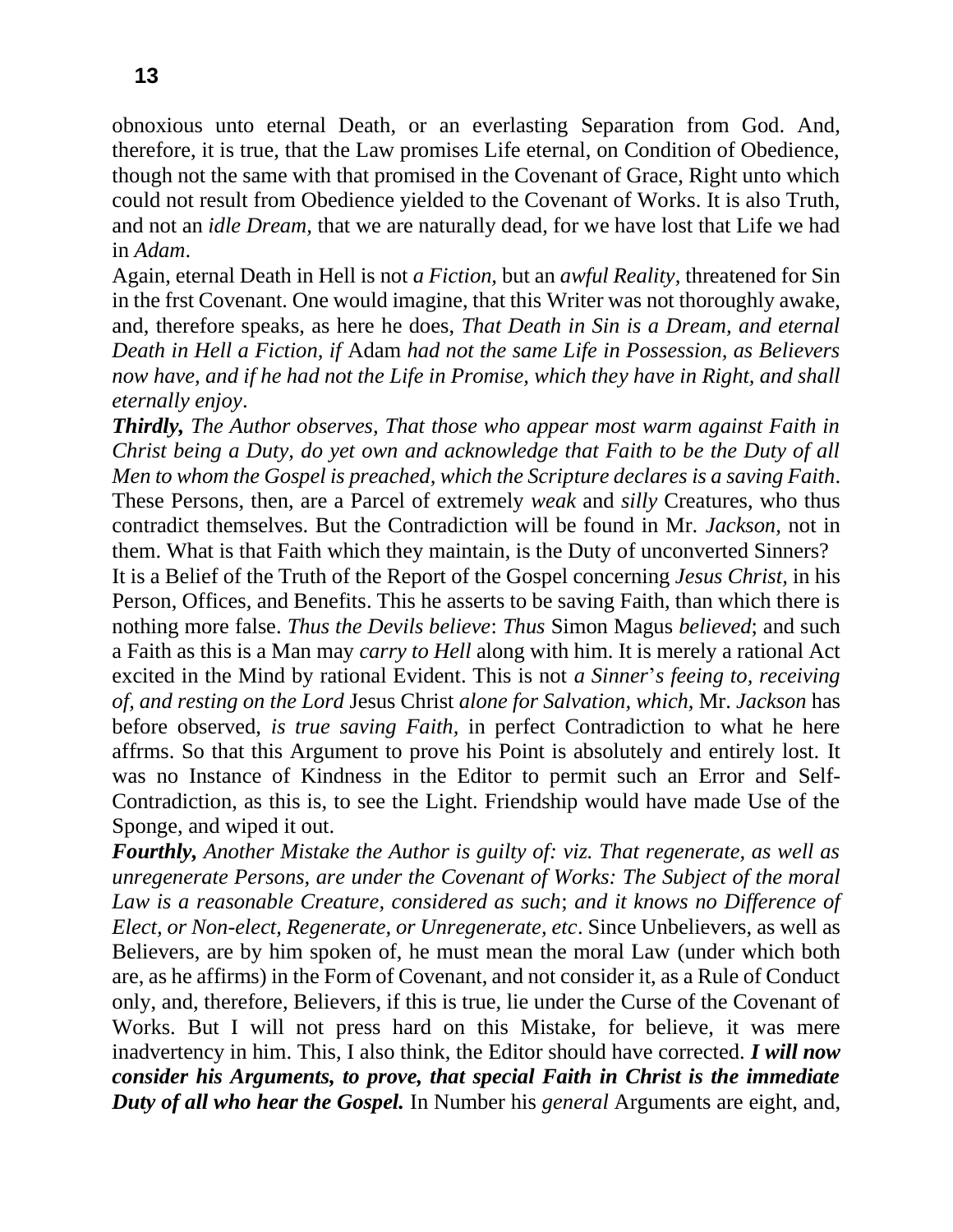obnoxious unto eternal Death, or an everlasting Separation from God. And, therefore, it is true, that the Law promises Life eternal, on Condition of Obedience, though not the same with that promised in the Covenant of Grace, Right unto which could not result from Obedience yielded to the Covenant of Works. It is also Truth, and not an *idle Dream,* that we are naturally dead, for we have lost that Life we had in *Adam*.

Again, eternal Death in Hell is not *a Fiction,* but an *awful Reality,* threatened for Sin in the frst Covenant. One would imagine, that this Writer was not thoroughly awake, and, therefore speaks, as here he does, *That Death in Sin is a Dream, and eternal Death in Hell a Fiction, if* Adam *had not the same Life in Possession, as Believers now have, and if he had not the Life in Promise, which they have in Right, and shall eternally enjoy*.

***Thirdly,*** *The Author observes, That those who appear most warm against Faith in Christ being a Duty, do yet own and acknowledge that Faith to be the Duty of all Men to whom the Gospel is preached, which the Scripture declares is a saving Faith*. These Persons, then, are a Parcel of extremely *weak* and *silly* Creatures, who thus contradict themselves. But the Contradiction will be found in Mr. *Jackson,* not in them. What is that Faith which they maintain, is the Duty of unconverted Sinners? It is a Belief of the Truth of the Report of the Gospel concerning *Jesus Christ,* in his Person, Offices, and Benefits. This he asserts to be saving Faith, than which there is nothing more false. *Thus the Devils believe*: *Thus* Simon Magus *believed*; and such a Faith as this is a Man may *carry to Hell* along with him. It is merely a rational Act excited in the Mind by rational Evident. This is not *a Sinner*'*s feeing to, receiving of, and resting on the Lord* Jesus Christ *alone for Salvation, which,* Mr. *Jackson* has before observed, *is true saving Faith,* in perfect Contradiction to what he here affrms. So that this Argument to prove his Point is absolutely and entirely lost. It was no Instance of Kindness in the Editor to permit such an Error and Self-Contradiction, as this is, to see the Light. Friendship would have made Use of the Sponge, and wiped it out.

***Fourthly,*** *Another Mistake the Author is guilty of: viz. That regenerate, as well as unregenerate Persons, are under the Covenant of Works: The Subject of the moral Law is a reasonable Creature, considered as such*; *and it knows no Difference of Elect, or Non-elect, Regenerate, or Unregenerate, etc*. Since Unbelievers, as well as Believers, are by him spoken of, he must mean the moral Law (under which both are, as he affirms) in the Form of Covenant, and not consider it, as a Rule of Conduct only, and, therefore, Believers, if this is true, lie under the Curse of the Covenant of Works. But I will not press hard on this Mistake, for believe, it was mere inadvertency in him. This, I also think, the Editor should have corrected. ***I will now consider his Arguments, to prove, that special Faith in Christ is the immediate Duty of all who hear the Gospel.*** In Number his *general* Arguments are eight, and,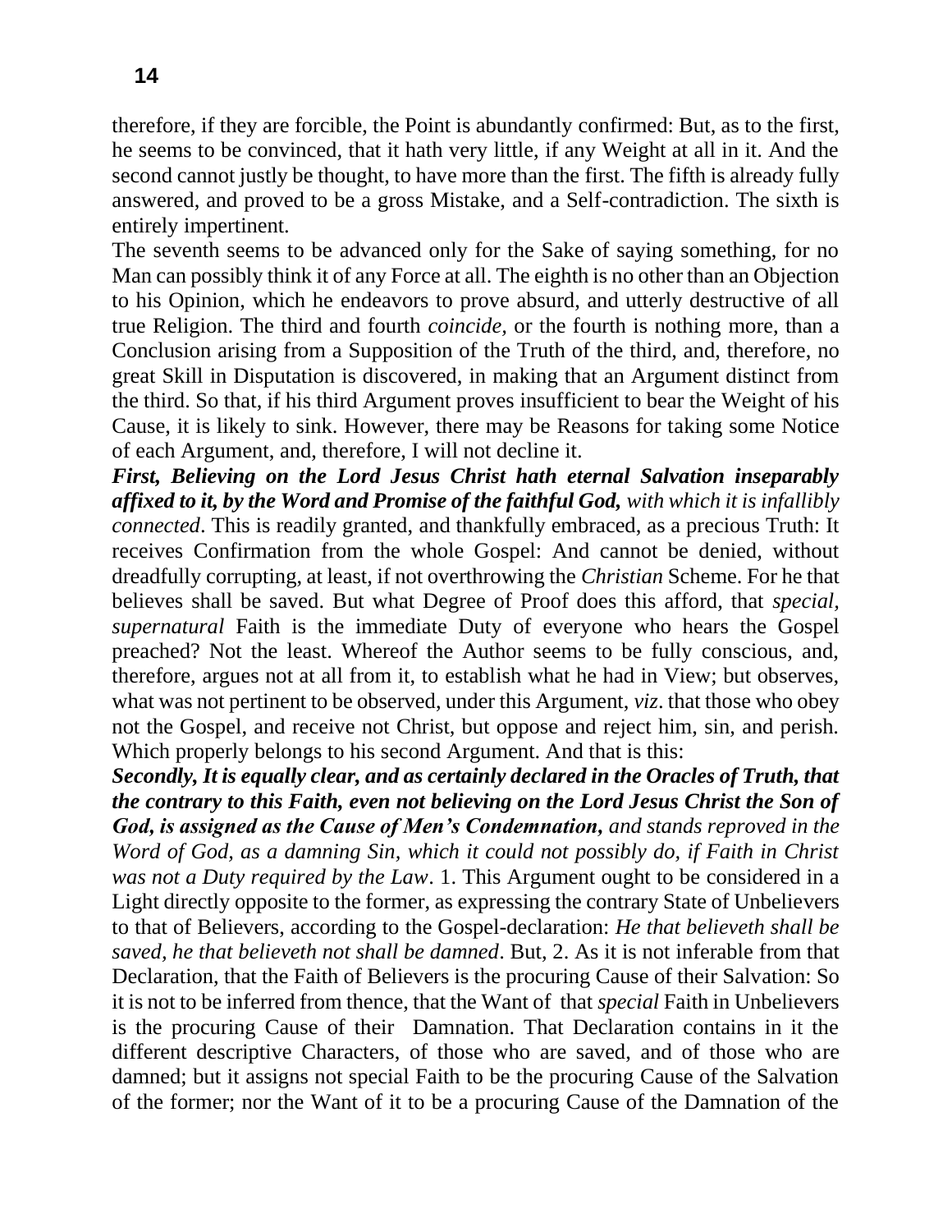therefore, if they are forcible, the Point is abundantly confirmed: But, as to the first, he seems to be convinced, that it hath very little, if any Weight at all in it. And the second cannot justly be thought, to have more than the first. The fifth is already fully answered, and proved to be a gross Mistake, and a Self-contradiction. The sixth is entirely impertinent.

The seventh seems to be advanced only for the Sake of saying something, for no Man can possibly think it of any Force at all. The eighth is no other than an Objection to his Opinion, which he endeavors to prove absurd, and utterly destructive of all true Religion. The third and fourth *coincide*, or the fourth is nothing more, than a Conclusion arising from a Supposition of the Truth of the third, and, therefore, no great Skill in Disputation is discovered, in making that an Argument distinct from the third. So that, if his third Argument proves insufficient to bear the Weight of his Cause, it is likely to sink. However, there may be Reasons for taking some Notice of each Argument, and, therefore, I will not decline it.

***First, Believing on the Lord Jesus Christ hath eternal Salvation inseparably affixed to it, by the Word and Promise of the faithful God,*** *with which it is infallibly connected*. This is readily granted, and thankfully embraced, as a precious Truth: It receives Confirmation from the whole Gospel: And cannot be denied, without dreadfully corrupting, at least, if not overthrowing the *Christian* Scheme. For he that believes shall be saved. But what Degree of Proof does this afford, that *special, supernatural* Faith is the immediate Duty of everyone who hears the Gospel preached? Not the least. Whereof the Author seems to be fully conscious, and, therefore, argues not at all from it, to establish what he had in View; but observes, what was not pertinent to be observed, under this Argument, *viz*. that those who obey not the Gospel, and receive not Christ, but oppose and reject him, sin, and perish. Which properly belongs to his second Argument. And that is this:

***Secondly, It is equally clear, and as certainly declared in the Oracles of Truth, that the contrary to this Faith, even not believing on the Lord Jesus Christ the Son of God, is assigned as the Cause of Men's Condemnation,*** *and stands reproved in the Word of God, as a damning Sin, which it could not possibly do, if Faith in Christ was not a Duty required by the Law*. 1. This Argument ought to be considered in a Light directly opposite to the former, as expressing the contrary State of Unbelievers to that of Believers, according to the Gospel-declaration: *He that believeth shall be saved, he that believeth not shall be damned*. But, 2. As it is not inferable from that Declaration, that the Faith of Believers is the procuring Cause of their Salvation: So it is not to be inferred from thence, that the Want of that *special* Faith in Unbelievers is the procuring Cause of their Damnation. That Declaration contains in it the different descriptive Characters, of those who are saved, and of those who are damned; but it assigns not special Faith to be the procuring Cause of the Salvation of the former; nor the Want of it to be a procuring Cause of the Damnation of the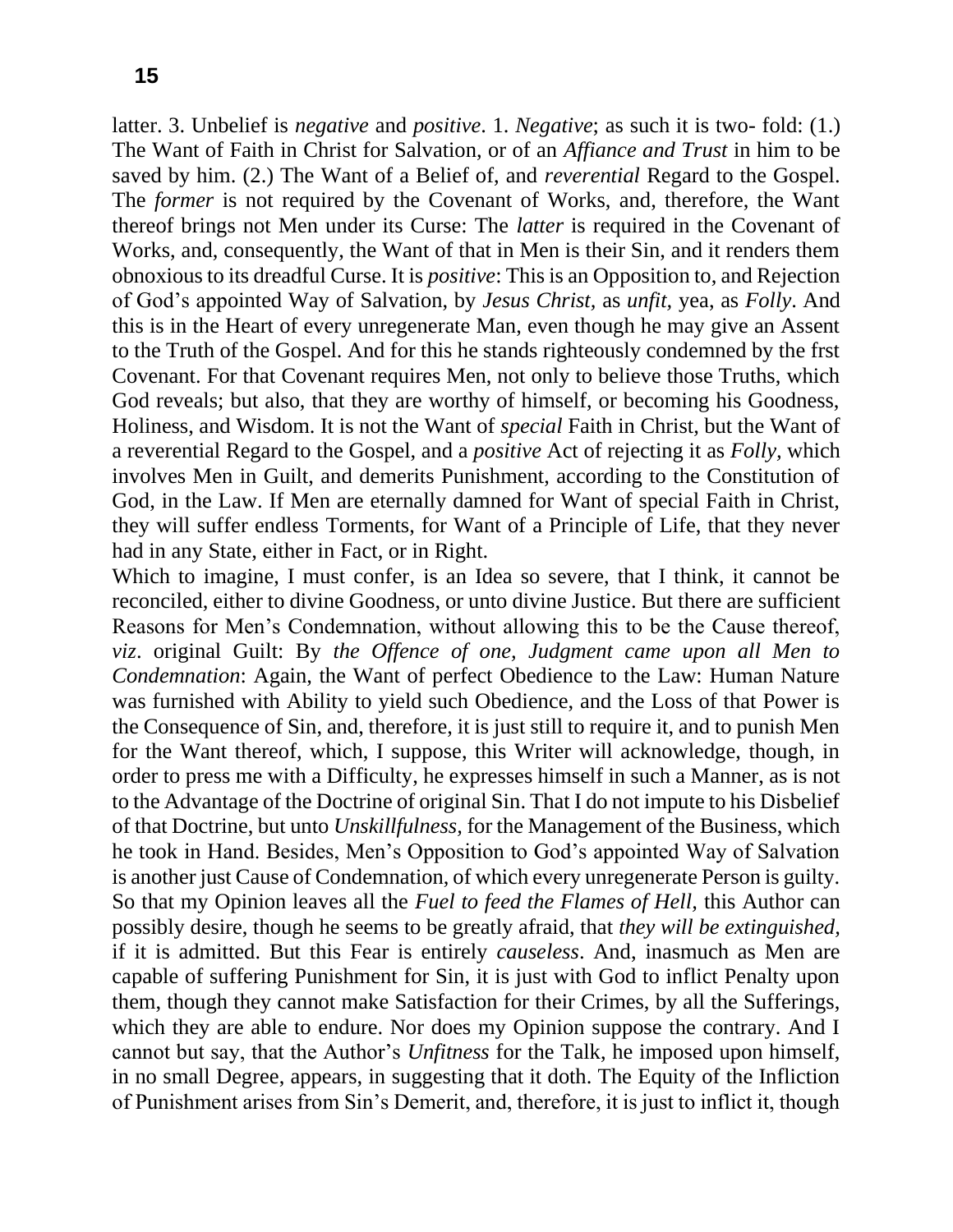latter. 3. Unbelief is *negative* and *positive*. 1. *Negative*; as such it is two- fold: (1.) The Want of Faith in Christ for Salvation, or of an *Affiance and Trust* in him to be saved by him. (2.) The Want of a Belief of, and *reverential* Regard to the Gospel. The *former* is not required by the Covenant of Works, and, therefore, the Want thereof brings not Men under its Curse: The *latter* is required in the Covenant of Works, and, consequently, the Want of that in Men is their Sin, and it renders them obnoxious to its dreadful Curse. It is *positive*: This is an Opposition to, and Rejection of God's appointed Way of Salvation, by *Jesus Christ*, as *unfit*, yea, as *Folly*. And this is in the Heart of every unregenerate Man, even though he may give an Assent to the Truth of the Gospel. And for this he stands righteously condemned by the frst Covenant. For that Covenant requires Men, not only to believe those Truths, which God reveals; but also, that they are worthy of himself, or becoming his Goodness, Holiness, and Wisdom. It is not the Want of *special* Faith in Christ, but the Want of a reverential Regard to the Gospel, and a *positive* Act of rejecting it as *Folly*, which involves Men in Guilt, and demerits Punishment, according to the Constitution of God, in the Law. If Men are eternally damned for Want of special Faith in Christ, they will suffer endless Torments, for Want of a Principle of Life, that they never had in any State, either in Fact, or in Right.

Which to imagine, I must confer, is an Idea so severe, that I think, it cannot be reconciled, either to divine Goodness, or unto divine Justice. But there are sufficient Reasons for Men's Condemnation, without allowing this to be the Cause thereof, *viz*. original Guilt: By *the Offence of one, Judgment came upon all Men to Condemnation*: Again, the Want of perfect Obedience to the Law: Human Nature was furnished with Ability to yield such Obedience, and the Loss of that Power is the Consequence of Sin, and, therefore, it is just still to require it, and to punish Men for the Want thereof, which, I suppose, this Writer will acknowledge, though, in order to press me with a Difficulty, he expresses himself in such a Manner, as is not to the Advantage of the Doctrine of original Sin. That I do not impute to his Disbelief of that Doctrine, but unto *Unskillfulness,* for the Management of the Business, which he took in Hand. Besides, Men's Opposition to God's appointed Way of Salvation is another just Cause of Condemnation, of which every unregenerate Person is guilty. So that my Opinion leaves all the *Fuel to feed the Flames of Hell,* this Author can possibly desire, though he seems to be greatly afraid, that *they will be extinguished,* if it is admitted. But this Fear is entirely *causeless*. And, inasmuch as Men are capable of suffering Punishment for Sin, it is just with God to inflict Penalty upon them, though they cannot make Satisfaction for their Crimes, by all the Sufferings, which they are able to endure. Nor does my Opinion suppose the contrary. And I cannot but say, that the Author's *Unfitness* for the Talk, he imposed upon himself, in no small Degree, appears, in suggesting that it doth. The Equity of the Infliction of Punishment arises from Sin's Demerit, and, therefore, it is just to inflict it, though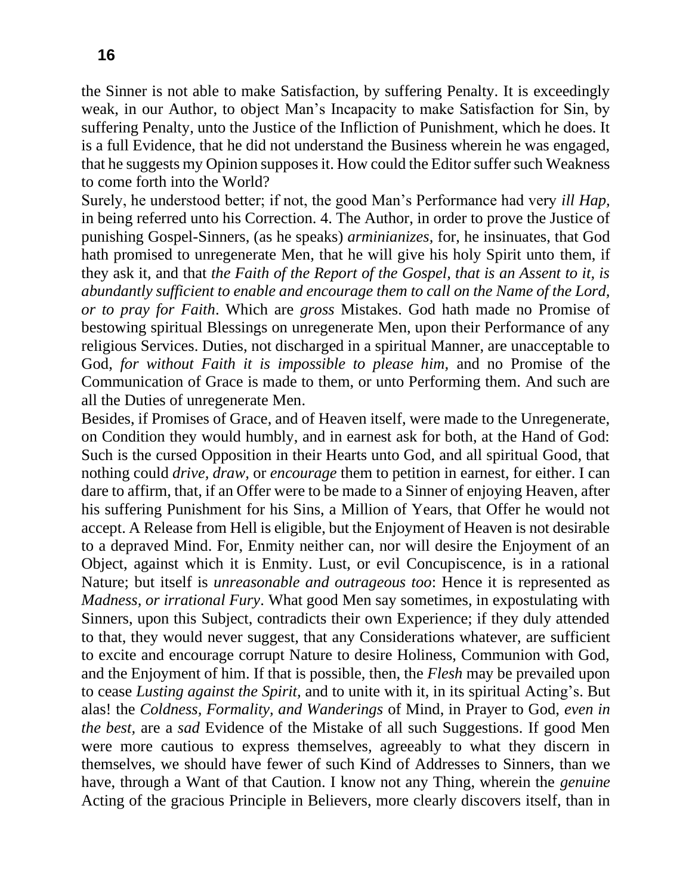the Sinner is not able to make Satisfaction, by suffering Penalty. It is exceedingly weak, in our Author, to object Man's Incapacity to make Satisfaction for Sin, by suffering Penalty, unto the Justice of the Infliction of Punishment, which he does. It is a full Evidence, that he did not understand the Business wherein he was engaged, that he suggests my Opinion supposes it. How could the Editor suffer such Weakness to come forth into the World?

Surely, he understood better; if not, the good Man's Performance had very *ill Hap,* in being referred unto his Correction. 4. The Author, in order to prove the Justice of punishing Gospel-Sinners, (as he speaks) *arminianizes,* for, he insinuates, that God hath promised to unregenerate Men, that he will give his holy Spirit unto them, if they ask it, and that *the Faith of the Report of the Gospel, that is an Assent to it, is abundantly sufficient to enable and encourage them to call on the Name of the Lord, or to pray for Faith*. Which are *gross* Mistakes. God hath made no Promise of bestowing spiritual Blessings on unregenerate Men, upon their Performance of any religious Services. Duties, not discharged in a spiritual Manner, are unacceptable to God, *for without Faith it is impossible to please him,* and no Promise of the Communication of Grace is made to them, or unto Performing them. And such are all the Duties of unregenerate Men.

Besides, if Promises of Grace, and of Heaven itself, were made to the Unregenerate, on Condition they would humbly, and in earnest ask for both, at the Hand of God: Such is the cursed Opposition in their Hearts unto God, and all spiritual Good, that nothing could *drive, draw,* or *encourage* them to petition in earnest, for either. I can dare to affirm, that, if an Offer were to be made to a Sinner of enjoying Heaven, after his suffering Punishment for his Sins, a Million of Years, that Offer he would not accept. A Release from Hell is eligible, but the Enjoyment of Heaven is not desirable to a depraved Mind. For, Enmity neither can, nor will desire the Enjoyment of an Object, against which it is Enmity. Lust, or evil Concupiscence, is in a rational Nature; but itself is *unreasonable and outrageous too*: Hence it is represented as *Madness, or irrational Fury*. What good Men say sometimes, in expostulating with Sinners, upon this Subject, contradicts their own Experience; if they duly attended to that, they would never suggest, that any Considerations whatever, are sufficient to excite and encourage corrupt Nature to desire Holiness, Communion with God, and the Enjoyment of him. If that is possible, then, the *Flesh* may be prevailed upon to cease *Lusting against the Spirit,* and to unite with it, in its spiritual Acting's. But alas! the *Coldness, Formality, and Wanderings* of Mind, in Prayer to God, *even in the best,* are a *sad* Evidence of the Mistake of all such Suggestions. If good Men were more cautious to express themselves, agreeably to what they discern in themselves, we should have fewer of such Kind of Addresses to Sinners, than we have, through a Want of that Caution. I know not any Thing, wherein the *genuine* Acting of the gracious Principle in Believers, more clearly discovers itself, than in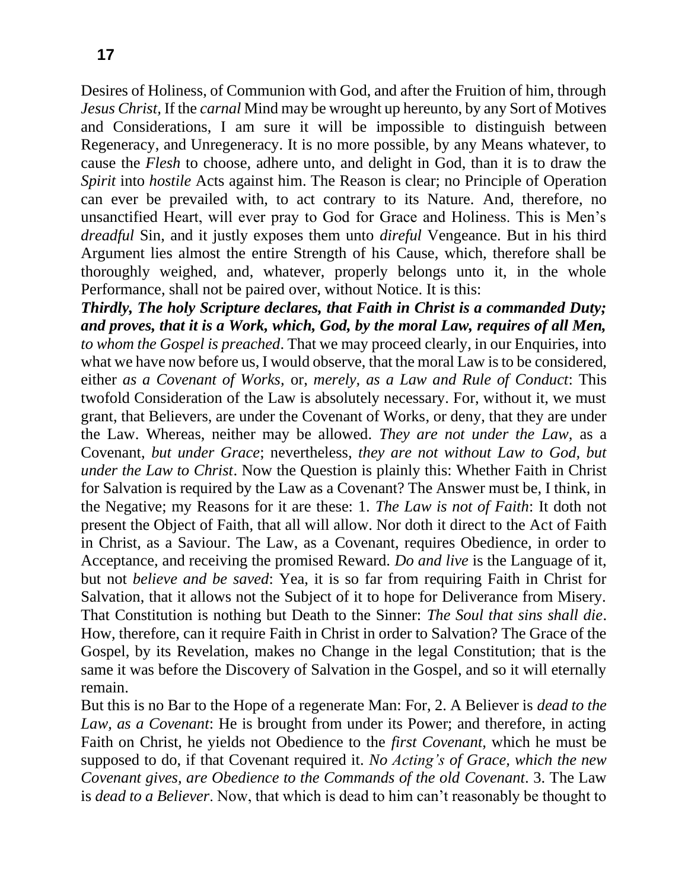Desires of Holiness, of Communion with God, and after the Fruition of him, through *Jesus Christ,* If the *carnal* Mind may be wrought up hereunto, by any Sort of Motives and Considerations, I am sure it will be impossible to distinguish between Regeneracy, and Unregeneracy. It is no more possible, by any Means whatever, to cause the *Flesh* to choose, adhere unto, and delight in God, than it is to draw the *Spirit* into *hostile* Acts against him. The Reason is clear; no Principle of Operation can ever be prevailed with, to act contrary to its Nature. And, therefore, no unsanctified Heart, will ever pray to God for Grace and Holiness. This is Men's *dreadful* Sin, and it justly exposes them unto *direful* Vengeance. But in his third Argument lies almost the entire Strength of his Cause, which, therefore shall be thoroughly weighed, and, whatever, properly belongs unto it, in the whole Performance, shall not be paired over, without Notice. It is this:

***Thirdly, The holy Scripture declares, that Faith in Christ is a commanded Duty; and proves, that it is a Work, which, God, by the moral Law, requires of all Men,*** *to whom the Gospel is preached*. That we may proceed clearly, in our Enquiries, into what we have now before us, I would observe, that the moral Law is to be considered, either *as a Covenant of Works,* or, *merely, as a Law and Rule of Conduct*: This twofold Consideration of the Law is absolutely necessary. For, without it, we must grant, that Believers, are under the Covenant of Works, or deny, that they are under the Law. Whereas, neither may be allowed. *They are not under the Law,* as a Covenant, *but under Grace*; nevertheless, *they are not without Law to God, but under the Law to Christ*. Now the Question is plainly this: Whether Faith in Christ for Salvation is required by the Law as a Covenant? The Answer must be, I think, in the Negative; my Reasons for it are these: 1. *The Law is not of Faith*: It doth not present the Object of Faith, that all will allow. Nor doth it direct to the Act of Faith in Christ, as a Saviour. The Law, as a Covenant, requires Obedience, in order to Acceptance, and receiving the promised Reward. *Do and live* is the Language of it, but not *believe and be saved*: Yea, it is so far from requiring Faith in Christ for Salvation, that it allows not the Subject of it to hope for Deliverance from Misery. That Constitution is nothing but Death to the Sinner: *The Soul that sins shall die*. How, therefore, can it require Faith in Christ in order to Salvation? The Grace of the Gospel, by its Revelation, makes no Change in the legal Constitution; that is the same it was before the Discovery of Salvation in the Gospel, and so it will eternally remain.

But this is no Bar to the Hope of a regenerate Man: For, 2. A Believer is *dead to the Law, as a Covenant*: He is brought from under its Power; and therefore, in acting Faith on Christ, he yields not Obedience to the *first Covenant,* which he must be supposed to do, if that Covenant required it. *No Acting's of Grace, which the new Covenant gives, are Obedience to the Commands of the old Covenant*. 3. The Law is *dead to a Believer*. Now, that which is dead to him can't reasonably be thought to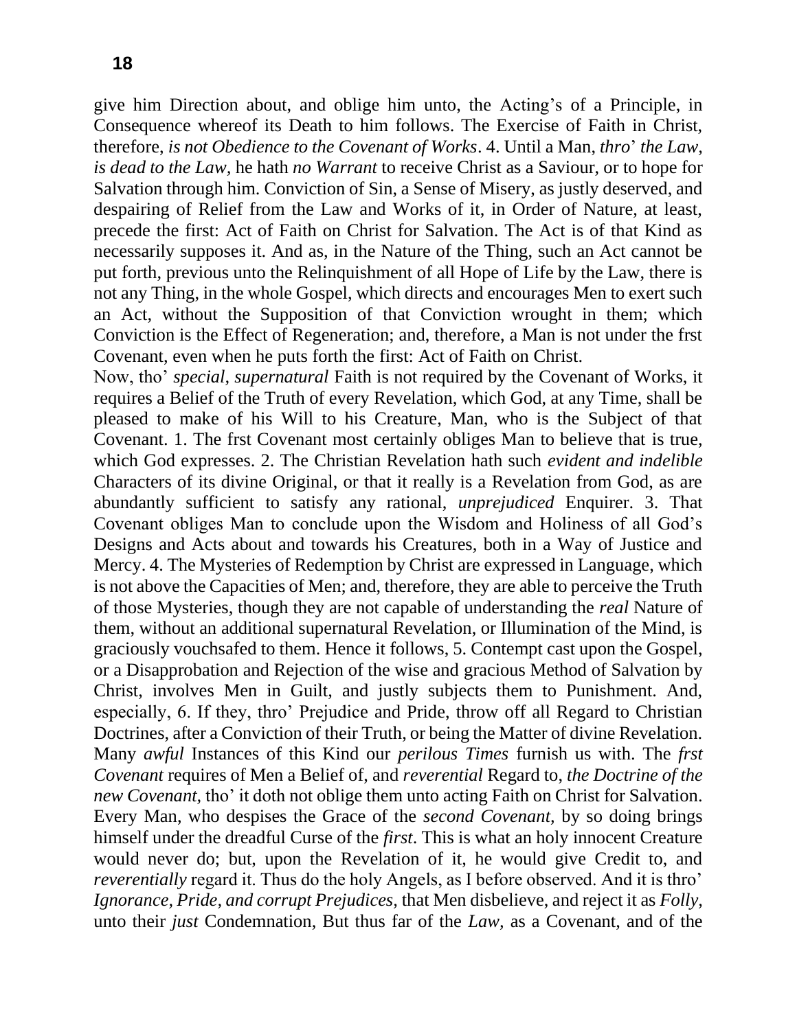give him Direction about, and oblige him unto, the Acting's of a Principle, in Consequence whereof its Death to him follows. The Exercise of Faith in Christ, therefore, *is not Obedience to the Covenant of Works*. 4. Until a Man, *thro*' *the Law, is dead to the Law,* he hath *no Warrant* to receive Christ as a Saviour, or to hope for Salvation through him. Conviction of Sin, a Sense of Misery, as justly deserved, and despairing of Relief from the Law and Works of it, in Order of Nature, at least, precede the first: Act of Faith on Christ for Salvation. The Act is of that Kind as necessarily supposes it. And as, in the Nature of the Thing, such an Act cannot be put forth, previous unto the Relinquishment of all Hope of Life by the Law, there is not any Thing, in the whole Gospel, which directs and encourages Men to exert such an Act, without the Supposition of that Conviction wrought in them; which Conviction is the Effect of Regeneration; and, therefore, a Man is not under the frst Covenant, even when he puts forth the first: Act of Faith on Christ.

Now, tho' *special, supernatural* Faith is not required by the Covenant of Works, it requires a Belief of the Truth of every Revelation, which God, at any Time, shall be pleased to make of his Will to his Creature, Man, who is the Subject of that Covenant. 1. The frst Covenant most certainly obliges Man to believe that is true, which God expresses. 2. The Christian Revelation hath such *evident and indelible* Characters of its divine Original, or that it really is a Revelation from God, as are abundantly sufficient to satisfy any rational, *unprejudiced* Enquirer. 3. That Covenant obliges Man to conclude upon the Wisdom and Holiness of all God's Designs and Acts about and towards his Creatures, both in a Way of Justice and Mercy. 4. The Mysteries of Redemption by Christ are expressed in Language, which is not above the Capacities of Men; and, therefore, they are able to perceive the Truth of those Mysteries, though they are not capable of understanding the *real* Nature of them, without an additional supernatural Revelation, or Illumination of the Mind, is graciously vouchsafed to them. Hence it follows, 5. Contempt cast upon the Gospel, or a Disapprobation and Rejection of the wise and gracious Method of Salvation by Christ, involves Men in Guilt, and justly subjects them to Punishment. And, especially, 6. If they, thro' Prejudice and Pride, throw off all Regard to Christian Doctrines, after a Conviction of their Truth, or being the Matter of divine Revelation. Many *awful* Instances of this Kind our *perilous Times* furnish us with. The *frst Covenant* requires of Men a Belief of, and *reverential* Regard to, *the Doctrine of the new Covenant,* tho' it doth not oblige them unto acting Faith on Christ for Salvation. Every Man, who despises the Grace of the *second Covenant,* by so doing brings himself under the dreadful Curse of the *first*. This is what an holy innocent Creature would never do; but, upon the Revelation of it, he would give Credit to, and *reverentially* regard it. Thus do the holy Angels, as I before observed. And it is thro' *Ignorance, Pride, and corrupt Prejudices,* that Men disbelieve, and reject it as *Folly,* unto their *just* Condemnation, But thus far of the *Law,* as a Covenant, and of the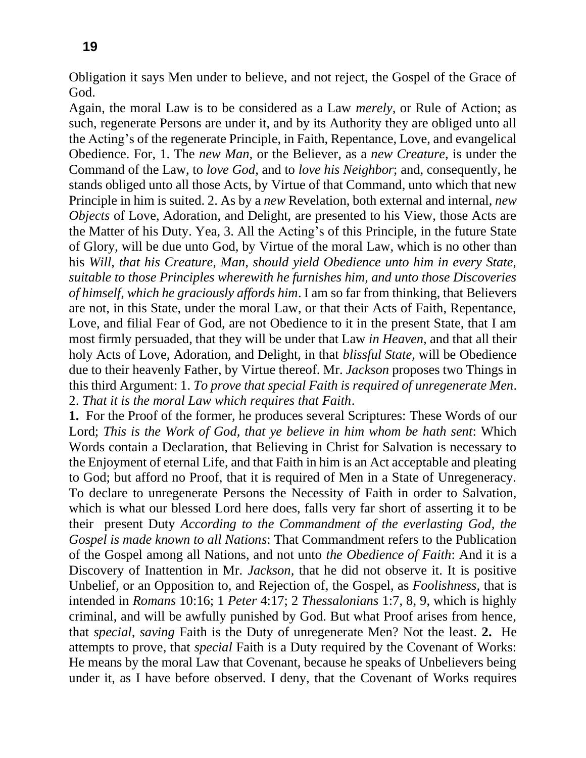Obligation it says Men under to believe, and not reject, the Gospel of the Grace of God.

Again, the moral Law is to be considered as a Law *merely,* or Rule of Action; as such, regenerate Persons are under it, and by its Authority they are obliged unto all the Acting's of the regenerate Principle, in Faith, Repentance, Love, and evangelical Obedience. For, 1. The *new Man,* or the Believer, as a *new Creature,* is under the Command of the Law, to *love God,* and to *love his Neighbor*; and, consequently, he stands obliged unto all those Acts, by Virtue of that Command, unto which that new Principle in him is suited. 2. As by a *new* Revelation, both external and internal, *new Objects* of Love, Adoration, and Delight, are presented to his View, those Acts are the Matter of his Duty. Yea, 3. All the Acting's of this Principle, in the future State of Glory, will be due unto God, by Virtue of the moral Law, which is no other than his *Will, that his Creature, Man, should yield Obedience unto him in every State, suitable to those Principles wherewith he furnishes him, and unto those Discoveries of himself, which he graciously affords him*. I am so far from thinking, that Believers are not, in this State, under the moral Law, or that their Acts of Faith, Repentance, Love, and filial Fear of God, are not Obedience to it in the present State, that I am most firmly persuaded, that they will be under that Law *in Heaven,* and that all their holy Acts of Love, Adoration, and Delight, in that *blissful State,* will be Obedience due to their heavenly Father, by Virtue thereof. Mr. *Jackson* proposes two Things in this third Argument: 1. *To prove that special Faith is required of unregenerate Men*. 2. *That it is the moral Law which requires that Faith*.

**1.** For the Proof of the former, he produces several Scriptures: These Words of our Lord; *This is the Work of God, that ye believe in him whom be hath sent*: Which Words contain a Declaration, that Believing in Christ for Salvation is necessary to the Enjoyment of eternal Life, and that Faith in him is an Act acceptable and pleating to God; but afford no Proof, that it is required of Men in a State of Unregeneracy. To declare to unregenerate Persons the Necessity of Faith in order to Salvation, which is what our blessed Lord here does, falls very far short of asserting it to be their present Duty *According to the Commandment of the everlasting God, the Gospel is made known to all Nations*: That Commandment refers to the Publication of the Gospel among all Nations, and not unto *the Obedience of Faith*: And it is a Discovery of Inattention in Mr. *Jackson,* that he did not observe it. It is positive Unbelief, or an Opposition to, and Rejection of, the Gospel, as *Foolishness,* that is intended in *Romans* 10:16; 1 *Peter* 4:17; 2 *Thessalonians* 1:7, 8, 9, which is highly criminal, and will be awfully punished by God. But what Proof arises from hence, that *special, saving* Faith is the Duty of unregenerate Men? Not the least. **2.** He attempts to prove, that *special* Faith is a Duty required by the Covenant of Works: He means by the moral Law that Covenant, because he speaks of Unbelievers being under it, as I have before observed. I deny, that the Covenant of Works requires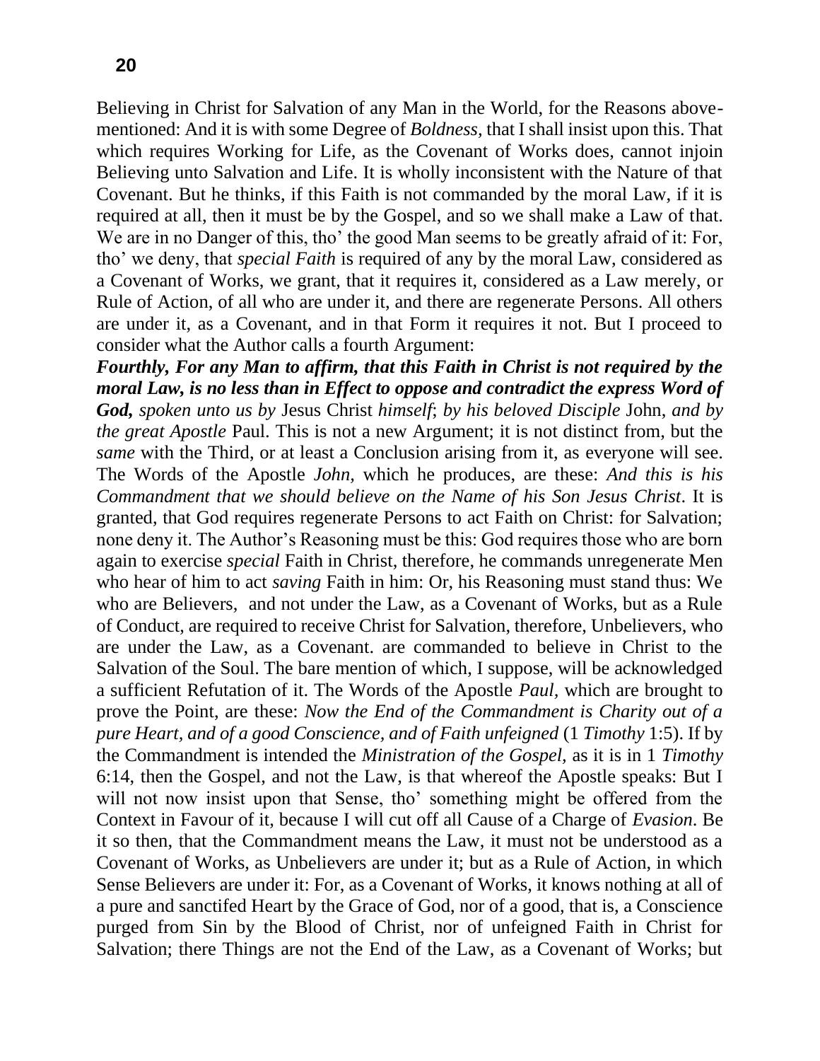Believing in Christ for Salvation of any Man in the World, for the Reasons above-mentioned: And it is with some Degree of *Boldness,* that I shall insist upon this. That which requires Working for Life, as the Covenant of Works does, cannot injoin Believing unto Salvation and Life. It is wholly inconsistent with the Nature of that Covenant. But he thinks, if this Faith is not commanded by the moral Law, if it is required at all, then it must be by the Gospel, and so we shall make a Law of that. We are in no Danger of this, tho' the good Man seems to be greatly afraid of it: For, tho' we deny, that *special Faith* is required of any by the moral Law, considered as a Covenant of Works, we grant, that it requires it, considered as a Law merely, or Rule of Action, of all who are under it, and there are regenerate Persons. All others are under it, as a Covenant, and in that Form it requires it not. But I proceed to consider what the Author calls a fourth Argument:

***Fourthly, For any Man to affirm, that this Faith in Christ is not required by the moral Law, is no less than in Effect to oppose and contradict the express Word of God,*** *spoken unto us by* Jesus Christ *himself*; *by his beloved Disciple* John, *and by the great Apostle* Paul. This is not a new Argument; it is not distinct from, but the *same* with the Third, or at least a Conclusion arising from it, as everyone will see. The Words of the Apostle *John,* which he produces, are these: *And this is his Commandment that we should believe on the Name of his Son Jesus Christ*. It is granted, that God requires regenerate Persons to act Faith on Christ: for Salvation; none deny it. The Author's Reasoning must be this: God requires those who are born again to exercise *special* Faith in Christ, therefore, he commands unregenerate Men who hear of him to act *saving* Faith in him: Or, his Reasoning must stand thus: We who are Believers, and not under the Law, as a Covenant of Works, but as a Rule of Conduct, are required to receive Christ for Salvation, therefore, Unbelievers, who are under the Law, as a Covenant. are commanded to believe in Christ to the Salvation of the Soul. The bare mention of which, I suppose, will be acknowledged a sufficient Refutation of it. The Words of the Apostle *Paul,* which are brought to prove the Point, are these: *Now the End of the Commandment is Charity out of a pure Heart, and of a good Conscience, and of Faith unfeigned* (1 *Timothy* 1:5). If by the Commandment is intended the *Ministration of the Gospel,* as it is in 1 *Timothy* 6:14, then the Gospel, and not the Law, is that whereof the Apostle speaks: But I will not now insist upon that Sense, tho' something might be offered from the Context in Favour of it, because I will cut off all Cause of a Charge of *Evasion*. Be it so then, that the Commandment means the Law, it must not be understood as a Covenant of Works, as Unbelievers are under it; but as a Rule of Action, in which Sense Believers are under it: For, as a Covenant of Works, it knows nothing at all of a pure and sanctifed Heart by the Grace of God, nor of a good, that is, a Conscience purged from Sin by the Blood of Christ, nor of unfeigned Faith in Christ for Salvation; there Things are not the End of the Law, as a Covenant of Works; but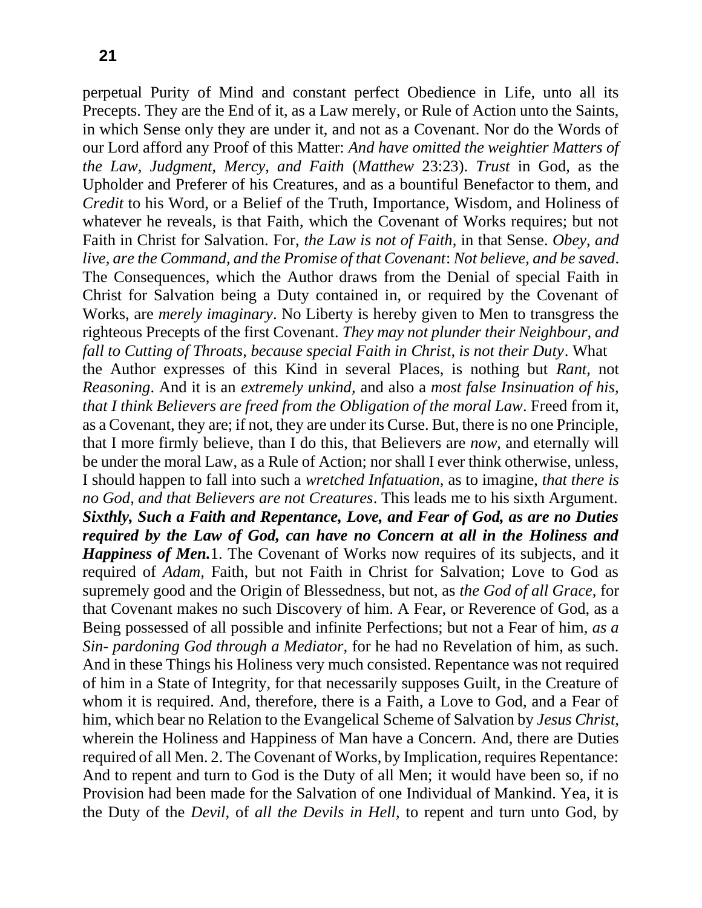perpetual Purity of Mind and constant perfect Obedience in Life, unto all its Precepts. They are the End of it, as a Law merely, or Rule of Action unto the Saints, in which Sense only they are under it, and not as a Covenant. Nor do the Words of our Lord afford any Proof of this Matter: *And have omitted the weightier Matters of the Law, Judgment, Mercy, and Faith* (*Matthew* 23:23). *Trust* in God, as the Upholder and Preferer of his Creatures, and as a bountiful Benefactor to them, and *Credit* to his Word, or a Belief of the Truth, Importance, Wisdom, and Holiness of whatever he reveals, is that Faith, which the Covenant of Works requires; but not Faith in Christ for Salvation. For, *the Law is not of Faith,* in that Sense. *Obey, and live, are the Command, and the Promise of that Covenant*: *Not believe, and be saved*. The Consequences, which the Author draws from the Denial of special Faith in Christ for Salvation being a Duty contained in, or required by the Covenant of Works, are *merely imaginary*. No Liberty is hereby given to Men to transgress the righteous Precepts of the first Covenant. *They may not plunder their Neighbour, and fall to Cutting of Throats, because special Faith in Christ, is not their Duty*. What the Author expresses of this Kind in several Places, is nothing but *Rant,* not *Reasoning*. And it is an *extremely unkind,* and also a *most false Insinuation of his, that I think Believers are freed from the Obligation of the moral Law*. Freed from it, as a Covenant, they are; if not, they are under its Curse. But, there is no one Principle, that I more firmly believe, than I do this, that Believers are *now,* and eternally will be under the moral Law, as a Rule of Action; nor shall I ever think otherwise, unless, I should happen to fall into such a *wretched Infatuation,* as to imagine, *that there is no God, and that Believers are not Creatures*. This leads me to his sixth Argument. ***Sixthly, Such a Faith and Repentance, Love, and Fear of God, as are no Duties required by the Law of God, can have no Concern at all in the Holiness and Happiness of Men.*** 1. The Covenant of Works now requires of its subjects, and it required of *Adam,* Faith, but not Faith in Christ for Salvation; Love to God as supremely good and the Origin of Blessedness, but not, as *the God of all Grace,* for that Covenant makes no such Discovery of him. A Fear, or Reverence of God, as a Being possessed of all possible and infinite Perfections; but not a Fear of him, *as a Sin- pardoning God through a Mediator,* for he had no Revelation of him, as such. And in these Things his Holiness very much consisted. Repentance was not required of him in a State of Integrity, for that necessarily supposes Guilt, in the Creature of whom it is required. And, therefore, there is a Faith, a Love to God, and a Fear of him, which bear no Relation to the Evangelical Scheme of Salvation by *Jesus Christ,* wherein the Holiness and Happiness of Man have a Concern. And, there are Duties required of all Men. 2. The Covenant of Works, by Implication, requires Repentance: And to repent and turn to God is the Duty of all Men; it would have been so, if no Provision had been made for the Salvation of one Individual of Mankind. Yea, it is the Duty of the *Devil,* of *all the Devils in Hell,* to repent and turn unto God, by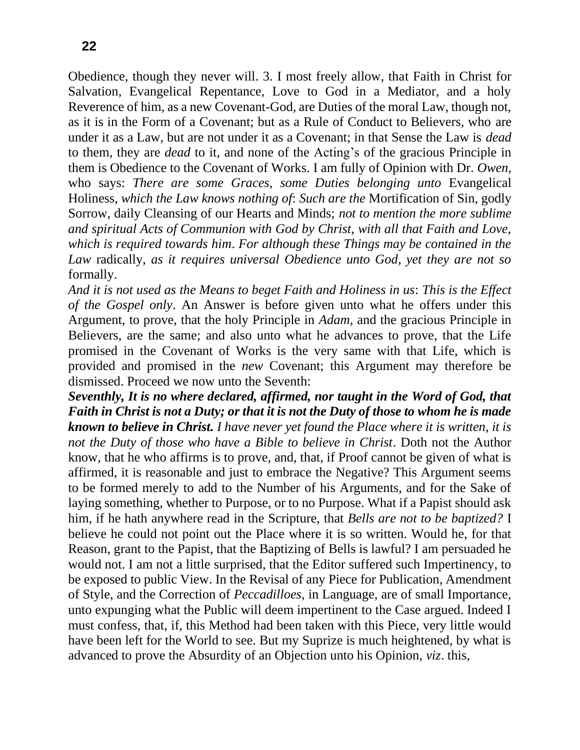Obedience, though they never will. 3. I most freely allow, that Faith in Christ for Salvation, Evangelical Repentance, Love to God in a Mediator, and a holy Reverence of him, as a new Covenant-God, are Duties of the moral Law, though not, as it is in the Form of a Covenant; but as a Rule of Conduct to Believers, who are under it as a Law, but are not under it as a Covenant; in that Sense the Law is *dead* to them, they are *dead* to it, and none of the Acting's of the gracious Principle in them is Obedience to the Covenant of Works. I am fully of Opinion with Dr. *Owen,* who says: *There are some Graces, some Duties belonging unto* Evangelical Holiness, *which the Law knows nothing of*: *Such are the* Mortification of Sin, godly Sorrow, daily Cleansing of our Hearts and Minds; *not to mention the more sublime and spiritual Acts of Communion with God by Christ, with all that Faith and Love, which is required towards him*. *For although these Things may be contained in the Law* radically, *as it requires universal Obedience unto God*, *yet they are not so* formally.

*And it is not used as the Means to beget Faith and Holiness in us*: *This is the Effect of the Gospel only*. An Answer is before given unto what he offers under this Argument, to prove, that the holy Principle in *Adam,* and the gracious Principle in Believers, are the same; and also unto what he advances to prove, that the Life promised in the Covenant of Works is the very same with that Life, which is provided and promised in the *new* Covenant; this Argument may therefore be dismissed. Proceed we now unto the Seventh:

***Seventhly, It is no where declared, affirmed, nor taught in the Word of God, that Faith in Christ is not a Duty; or that it is not the Duty of those to whom he is made known to believe in Christ.*** *I have never yet found the Place where it is written, it is not the Duty of those who have a Bible to believe in Christ*. Doth not the Author know, that he who affirms is to prove, and, that, if Proof cannot be given of what is affirmed, it is reasonable and just to embrace the Negative? This Argument seems to be formed merely to add to the Number of his Arguments, and for the Sake of laying something, whether to Purpose, or to no Purpose. What if a Papist should ask him, if he hath anywhere read in the Scripture, that *Bells are not to be baptized?* I believe he could not point out the Place where it is so written. Would he, for that Reason, grant to the Papist, that the Baptizing of Bells is lawful? I am persuaded he would not. I am not a little surprised, that the Editor suffered such Impertinency, to be exposed to public View. In the Revisal of any Piece for Publication, Amendment of Style, and the Correction of *Peccadilloes,* in Language, are of small Importance, unto expunging what the Public will deem impertinent to the Case argued. Indeed I must confess, that, if, this Method had been taken with this Piece, very little would have been left for the World to see. But my Suprize is much heightened, by what is advanced to prove the Absurdity of an Objection unto his Opinion, *viz*. this,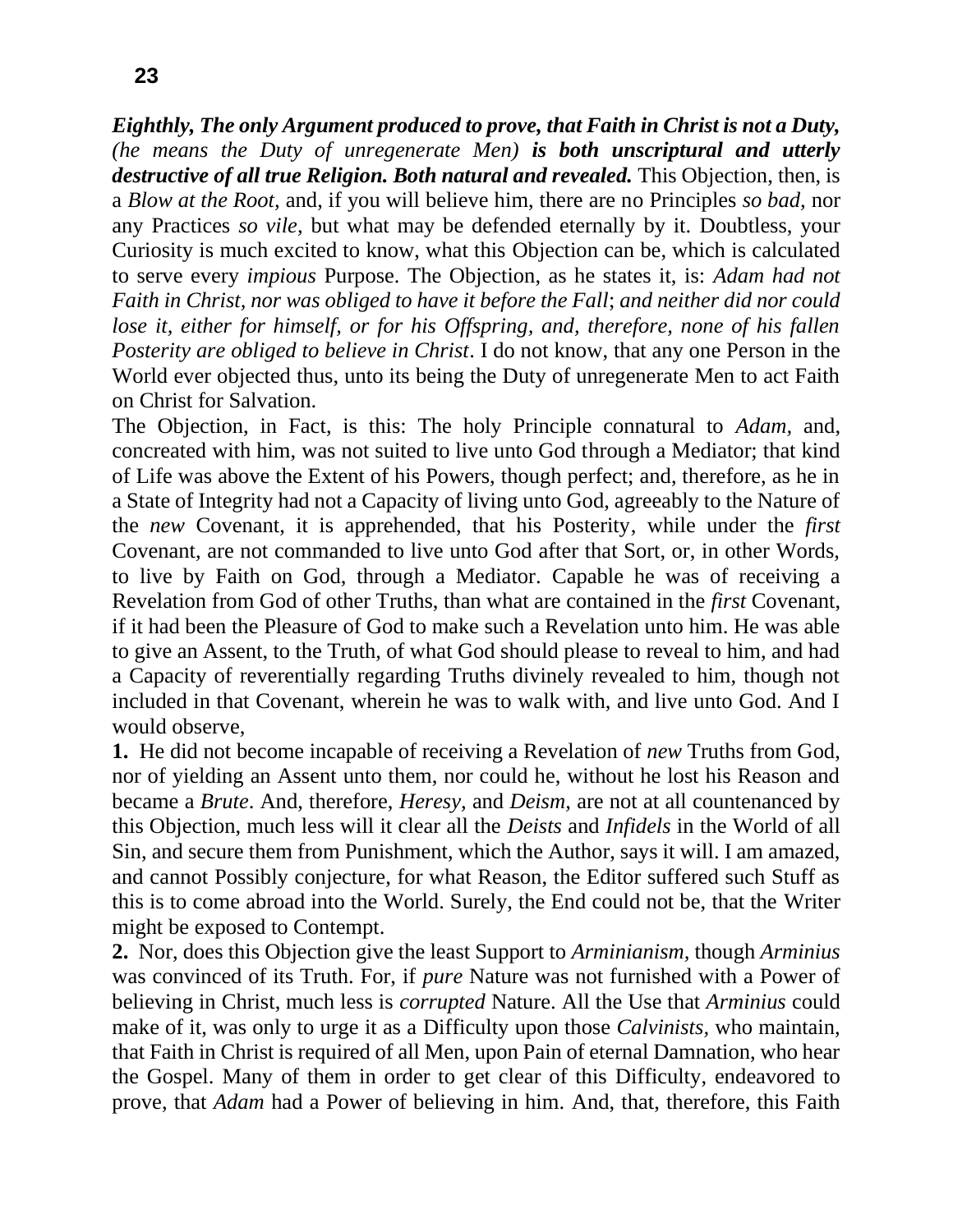***Eighthly, The only Argument produced to prove, that Faith in Christ is not a Duty,*** *(he means the Duty of unregenerate Men)* ***is both unscriptural and utterly destructive of all true Religion. Both natural and revealed.*** This Objection, then, is a *Blow at the Root,* and, if you will believe him, there are no Principles *so bad,* nor any Practices *so vile,* but what may be defended eternally by it. Doubtless, your Curiosity is much excited to know, what this Objection can be, which is calculated to serve every *impious* Purpose. The Objection, as he states it, is: *Adam had not Faith in Christ, nor was obliged to have it before the Fall*; *and neither did nor could lose it, either for himself, or for his Offspring, and, therefore, none of his fallen Posterity are obliged to believe in Christ*. I do not know, that any one Person in the World ever objected thus, unto its being the Duty of unregenerate Men to act Faith on Christ for Salvation.

The Objection, in Fact, is this: The holy Principle connatural to *Adam,* and, concreated with him, was not suited to live unto God through a Mediator; that kind of Life was above the Extent of his Powers, though perfect; and, therefore, as he in a State of Integrity had not a Capacity of living unto God, agreeably to the Nature of the *new* Covenant, it is apprehended, that his Posterity, while under the *first* Covenant, are not commanded to live unto God after that Sort, or, in other Words, to live by Faith on God, through a Mediator. Capable he was of receiving a Revelation from God of other Truths, than what are contained in the *first* Covenant, if it had been the Pleasure of God to make such a Revelation unto him. He was able to give an Assent, to the Truth, of what God should please to reveal to him, and had a Capacity of reverentially regarding Truths divinely revealed to him, though not included in that Covenant, wherein he was to walk with, and live unto God. And I would observe,

**1.** He did not become incapable of receiving a Revelation of *new* Truths from God, nor of yielding an Assent unto them, nor could he, without he lost his Reason and became a *Brute*. And, therefore, *Heresy,* and *Deism,* are not at all countenanced by this Objection, much less will it clear all the *Deists* and *Infidels* in the World of all Sin, and secure them from Punishment, which the Author, says it will. I am amazed, and cannot Possibly conjecture, for what Reason, the Editor suffered such Stuff as this is to come abroad into the World. Surely, the End could not be, that the Writer might be exposed to Contempt.

**2.** Nor, does this Objection give the least Support to *Arminianism,* though *Arminius* was convinced of its Truth. For, if *pure* Nature was not furnished with a Power of believing in Christ, much less is *corrupted* Nature. All the Use that *Arminius* could make of it, was only to urge it as a Difficulty upon those *Calvinists,* who maintain, that Faith in Christ is required of all Men, upon Pain of eternal Damnation, who hear the Gospel. Many of them in order to get clear of this Difficulty, endeavored to prove, that *Adam* had a Power of believing in him. And, that, therefore, this Faith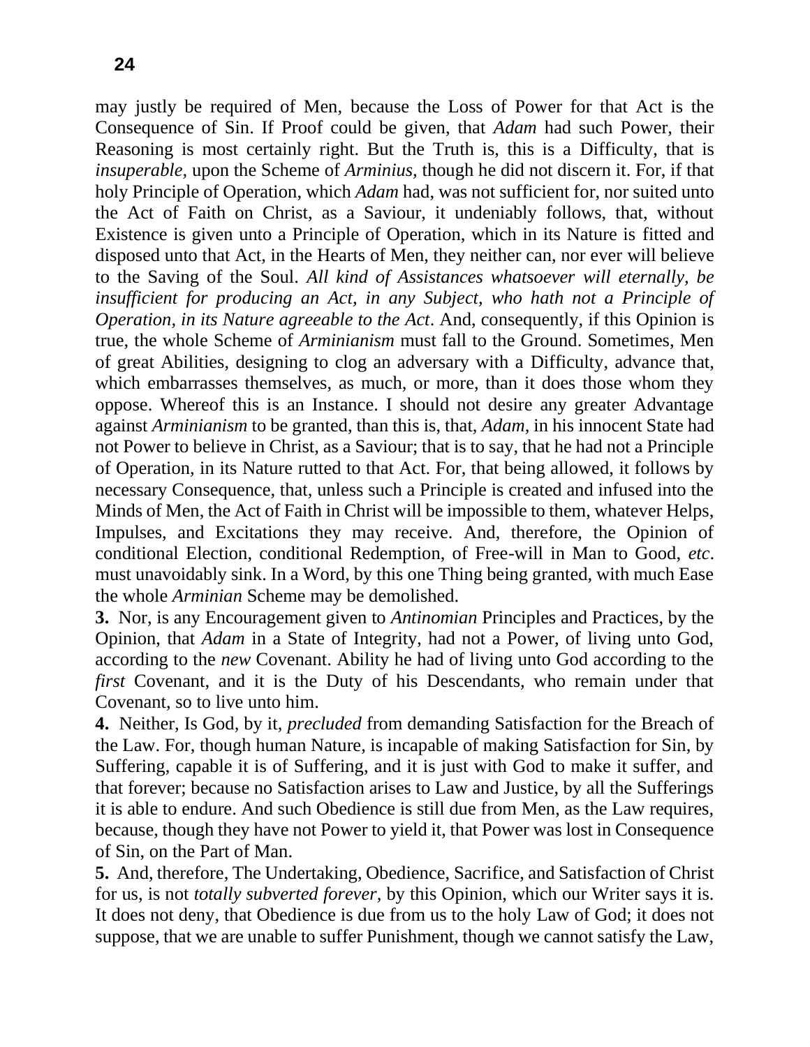may justly be required of Men, because the Loss of Power for that Act is the Consequence of Sin. If Proof could be given, that *Adam* had such Power, their Reasoning is most certainly right. But the Truth is, this is a Difficulty, that is *insuperable,* upon the Scheme of *Arminius,* though he did not discern it. For, if that holy Principle of Operation, which *Adam* had, was not sufficient for, nor suited unto the Act of Faith on Christ, as a Saviour, it undeniably follows, that, without Existence is given unto a Principle of Operation, which in its Nature is fitted and disposed unto that Act, in the Hearts of Men, they neither can, nor ever will believe to the Saving of the Soul. *All kind of Assistances whatsoever will eternally, be insufficient for producing an Act, in any Subject, who hath not a Principle of Operation, in its Nature agreeable to the Act*. And, consequently, if this Opinion is true, the whole Scheme of *Arminianism* must fall to the Ground. Sometimes, Men of great Abilities, designing to clog an adversary with a Difficulty, advance that, which embarrasses themselves, as much, or more, than it does those whom they oppose. Whereof this is an Instance. I should not desire any greater Advantage against *Arminianism* to be granted, than this is, that, *Adam,* in his innocent State had not Power to believe in Christ, as a Saviour; that is to say, that he had not a Principle of Operation, in its Nature rutted to that Act. For, that being allowed, it follows by necessary Consequence, that, unless such a Principle is created and infused into the Minds of Men, the Act of Faith in Christ will be impossible to them, whatever Helps, Impulses, and Excitations they may receive. And, therefore, the Opinion of conditional Election, conditional Redemption, of Free-will in Man to Good, *etc*. must unavoidably sink. In a Word, by this one Thing being granted, with much Ease the whole *Arminian* Scheme may be demolished.

**3.** Nor, is any Encouragement given to *Antinomian* Principles and Practices, by the Opinion, that *Adam* in a State of Integrity, had not a Power, of living unto God, according to the *new* Covenant. Ability he had of living unto God according to the *first* Covenant, and it is the Duty of his Descendants, who remain under that Covenant, so to live unto him.

**4.** Neither, Is God, by it, *precluded* from demanding Satisfaction for the Breach of the Law. For, though human Nature, is incapable of making Satisfaction for Sin, by Suffering, capable it is of Suffering, and it is just with God to make it suffer, and that forever; because no Satisfaction arises to Law and Justice, by all the Sufferings it is able to endure. And such Obedience is still due from Men, as the Law requires, because, though they have not Power to yield it, that Power was lost in Consequence of Sin, on the Part of Man.

**5.** And, therefore, The Undertaking, Obedience, Sacrifice, and Satisfaction of Christ for us, is not *totally subverted forever,* by this Opinion, which our Writer says it is. It does not deny, that Obedience is due from us to the holy Law of God; it does not suppose, that we are unable to suffer Punishment, though we cannot satisfy the Law,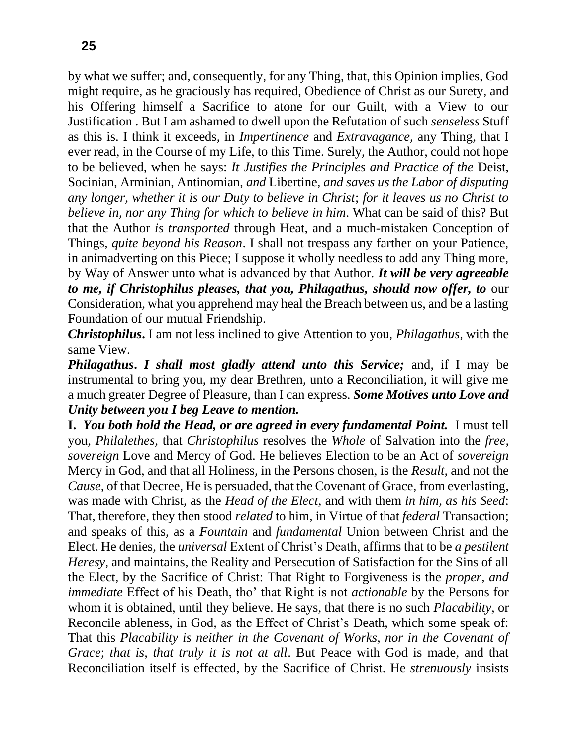by what we suffer; and, consequently, for any Thing, that, this Opinion implies, God might require, as he graciously has required, Obedience of Christ as our Surety, and his Offering himself a Sacrifice to atone for our Guilt, with a View to our Justification . But I am ashamed to dwell upon the Refutation of such *senseless* Stuff as this is. I think it exceeds, in *Impertinence* and *Extravagance*, any Thing, that I ever read, in the Course of my Life, to this Time. Surely, the Author, could not hope to be believed, when he says: *It Justifies the Principles and Practice of the* Deist, Socinian, Arminian, Antinomian, *and* Libertine, *and saves us the Labor of disputing any longer, whether it is our Duty to believe in Christ*; *for it leaves us no Christ to believe in, nor any Thing for which to believe in him*. What can be said of this? But that the Author *is transported* through Heat, and a much-mistaken Conception of Things, *quite beyond his Reason*. I shall not trespass any farther on your Patience, in animadverting on this Piece; I suppose it wholly needless to add any Thing more, by Way of Answer unto what is advanced by that Author. ***It will be very agreeable to me, if Christophilus pleases, that you, Philagathus, should now offer, to*** our Consideration, what you apprehend may heal the Breach between us, and be a lasting Foundation of our mutual Friendship.

***Christophilus*.** I am not less inclined to give Attention to you, *Philagathus,* with the same View.

***Philagathus*. *I shall most gladly attend unto this Service;*** and, if I may be instrumental to bring you, my dear Brethren, unto a Reconciliation, it will give me a much greater Degree of Pleasure, than I can express. ***Some Motives unto Love and Unity between you I beg Leave to mention.***

**I.** ***You both hold the Head, or are agreed in every fundamental Point.*** I must tell you, *Philalethes,* that *Christophilus* resolves the *Whole* of Salvation into the *free, sovereign* Love and Mercy of God. He believes Election to be an Act of *sovereign* Mercy in God, and that all Holiness, in the Persons chosen, is the *Result,* and not the *Cause,* of that Decree, He is persuaded, that the Covenant of Grace, from everlasting, was made with Christ, as the *Head of the Elect,* and with them *in him, as his Seed*: That, therefore, they then stood *related* to him, in Virtue of that *federal* Transaction; and speaks of this, as a *Fountain* and *fundamental* Union between Christ and the Elect. He denies, the *universal* Extent of Christ's Death, affirms that to be *a pestilent Heresy,* and maintains, the Reality and Persecution of Satisfaction for the Sins of all the Elect, by the Sacrifice of Christ: That Right to Forgiveness is the *proper, and immediate* Effect of his Death, tho' that Right is not *actionable* by the Persons for whom it is obtained, until they believe. He says, that there is no such *Placability*, or Reconcile ableness, in God, as the Effect of Christ's Death, which some speak of: That this *Placability is neither in the Covenant of Works, nor in the Covenant of Grace*; *that is, that truly it is not at all*. But Peace with God is made, and that Reconciliation itself is effected, by the Sacrifice of Christ. He *strenuously* insists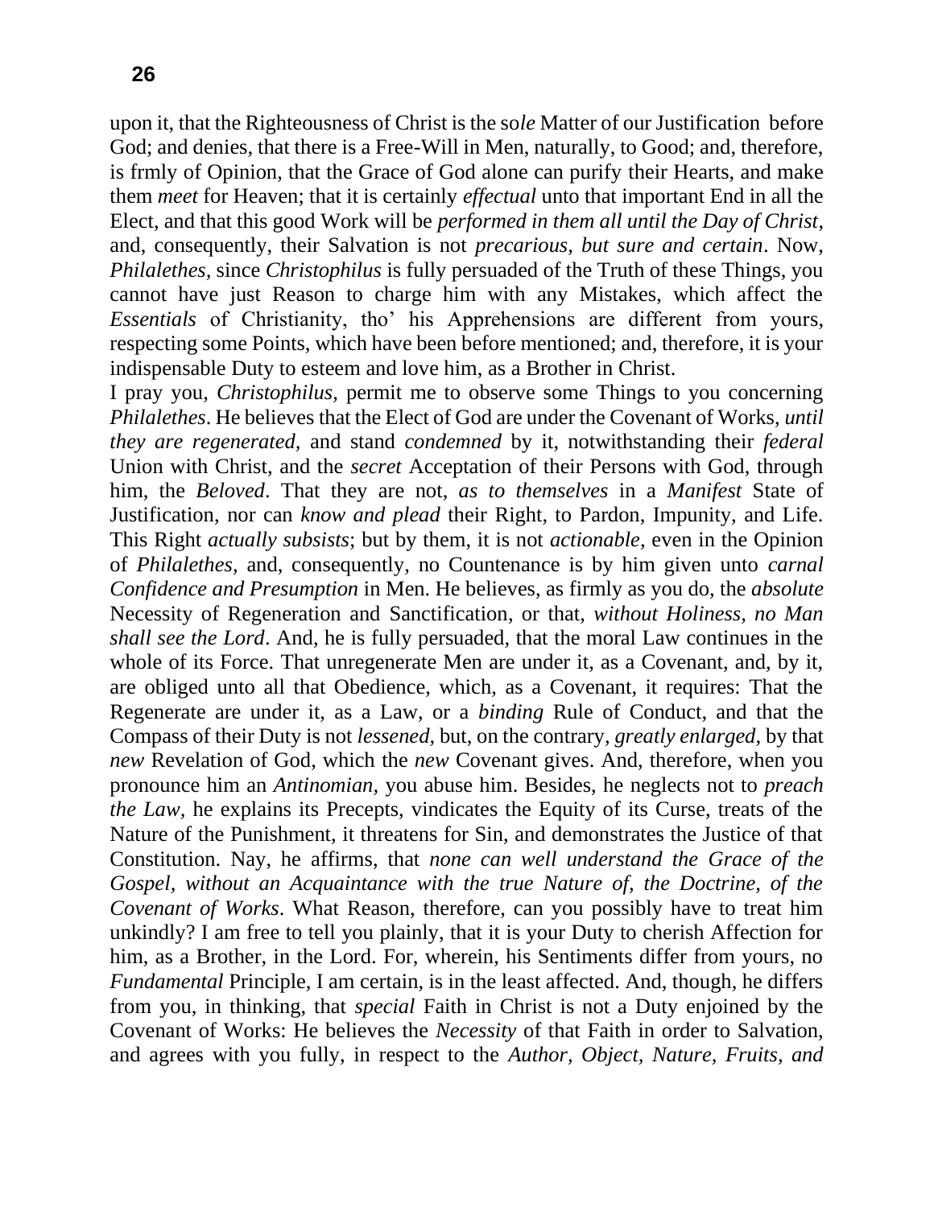upon it, that the Righteousness of Christ is the so*le* Matter of our Justification before God; and denies, that there is a Free-Will in Men, naturally, to Good; and, therefore, is frmly of Opinion, that the Grace of God alone can purify their Hearts, and make them *meet* for Heaven; that it is certainly *effectual* unto that important End in all the Elect, and that this good Work will be *performed in them all until the Day of Christ*, and, consequently, their Salvation is not *precarious, but sure and certain*. Now, *Philalethes,* since *Christophilus* is fully persuaded of the Truth of these Things, you cannot have just Reason to charge him with any Mistakes, which affect the *Essentials* of Christianity, tho' his Apprehensions are different from yours, respecting some Points, which have been before mentioned; and, therefore, it is your indispensable Duty to esteem and love him, as a Brother in Christ.

I pray you, *Christophilus,* permit me to observe some Things to you concerning *Philalethes*. He believes that the Elect of God are under the Covenant of Works, *until they are regenerated,* and stand *condemned* by it, notwithstanding their *federal* Union with Christ, and the *secret* Acceptation of their Persons with God, through him, the *Beloved*. That they are not, *as to themselves* in a *Manifest* State of Justification, nor can *know and plead* their Right, to Pardon, Impunity, and Life. This Right *actually subsists*; but by them, it is not *actionable,* even in the Opinion of *Philalethes*, and, consequently, no Countenance is by him given unto *carnal Confidence and Presumption* in Men. He believes, as firmly as you do, the *absolute* Necessity of Regeneration and Sanctification, or that, *without Holiness, no Man shall see the Lord*. And, he is fully persuaded, that the moral Law continues in the whole of its Force. That unregenerate Men are under it, as a Covenant, and, by it, are obliged unto all that Obedience, which, as a Covenant, it requires: That the Regenerate are under it, as a Law, or a *binding* Rule of Conduct, and that the Compass of their Duty is not *lessened,* but, on the contrary, *greatly enlarged*, by that *new* Revelation of God, which the *new* Covenant gives. And, therefore, when you pronounce him an *Antinomian,* you abuse him. Besides, he neglects not to *preach the Law,* he explains its Precepts, vindicates the Equity of its Curse, treats of the Nature of the Punishment, it threatens for Sin, and demonstrates the Justice of that Constitution. Nay, he affirms, that *none can well understand the Grace of the Gospel, without an Acquaintance with the true Nature of, the Doctrine, of the Covenant of Works*. What Reason, therefore, can you possibly have to treat him unkindly? I am free to tell you plainly, that it is your Duty to cherish Affection for him, as a Brother, in the Lord. For, wherein, his Sentiments differ from yours, no *Fundamental* Principle, I am certain, is in the least affected. And, though, he differs from you, in thinking, that *special* Faith in Christ is not a Duty enjoined by the Covenant of Works: He believes the *Necessity* of that Faith in order to Salvation, and agrees with you fully, in respect to the *Author, Object, Nature, Fruits, and*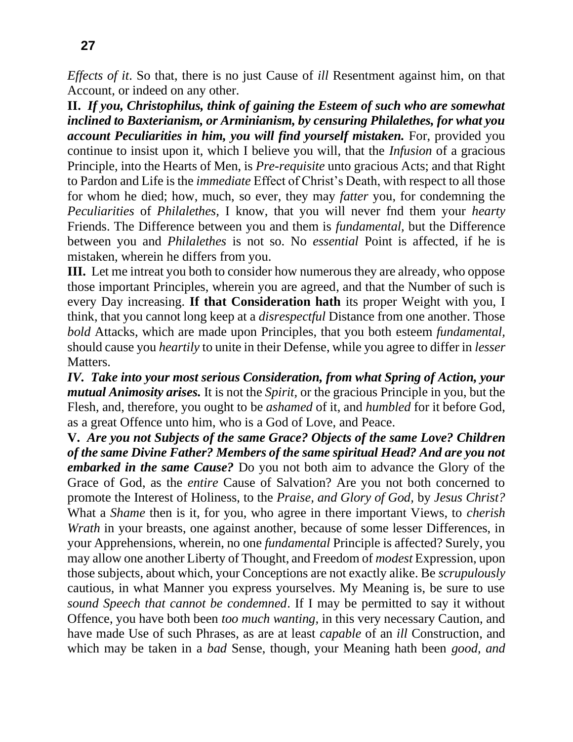*Effects of it*. So that, there is no just Cause of *ill* Resentment against him, on that Account, or indeed on any other.

**II.** ***If you, Christophilus, think of gaining the Esteem of such who are somewhat inclined to Baxterianism, or Arminianism, by censuring Philalethes, for what you account Peculiarities in him, you will find yourself mistaken.*** For, provided you continue to insist upon it, which I believe you will, that the *Infusion* of a gracious Principle, into the Hearts of Men, is *Pre-requisite* unto gracious Acts; and that Right to Pardon and Life is the *immediate* Effect of Christ's Death, with respect to all those for whom he died; how, much, so ever, they may *fatter* you, for condemning the *Peculiarities* of *Philalethes,* I know, that you will never fnd them your *hearty* Friends. The Difference between you and them is *fundamental,* but the Difference between you and *Philalethes* is not so. No *essential* Point is affected, if he is mistaken, wherein he differs from you.

**III.** Let me intreat you both to consider how numerous they are already, who oppose those important Principles, wherein you are agreed, and that the Number of such is every Day increasing. **If that Consideration hath** its proper Weight with you, I think, that you cannot long keep at a *disrespectful* Distance from one another. Those *bold* Attacks, which are made upon Principles, that you both esteem *fundamental,* should cause you *heartily* to unite in their Defense, while you agree to differ in *lesser* Matters.

***IV. Take into your most serious Consideration, from what Spring of Action, your mutual Animosity arises.*** It is not the *Spirit,* or the gracious Principle in you, but the Flesh, and, therefore, you ought to be *ashamed* of it, and *humbled* for it before God, as a great Offence unto him, who is a God of Love, and Peace.

**V.** ***Are you not Subjects of the same Grace? Objects of the same Love? Children of the same Divine Father? Members of the same spiritual Head? And are you not embarked in the same Cause?*** Do you not both aim to advance the Glory of the Grace of God, as the *entire* Cause of Salvation? Are you not both concerned to promote the Interest of Holiness, to the *Praise, and Glory of God,* by *Jesus Christ?* What a *Shame* then is it, for you, who agree in there important Views, to *cherish Wrath* in your breasts, one against another, because of some lesser Differences, in your Apprehensions, wherein, no one *fundamental* Principle is affected? Surely, you may allow one another Liberty of Thought, and Freedom of *modest* Expression, upon those subjects, about which, your Conceptions are not exactly alike. Be *scrupulously* cautious, in what Manner you express yourselves. My Meaning is, be sure to use *sound Speech that cannot be condemned*. If I may be permitted to say it without Offence, you have both been *too much wanting,* in this very necessary Caution, and have made Use of such Phrases, as are at least *capable* of an *ill* Construction, and which may be taken in a *bad* Sense, though, your Meaning hath been *good, and*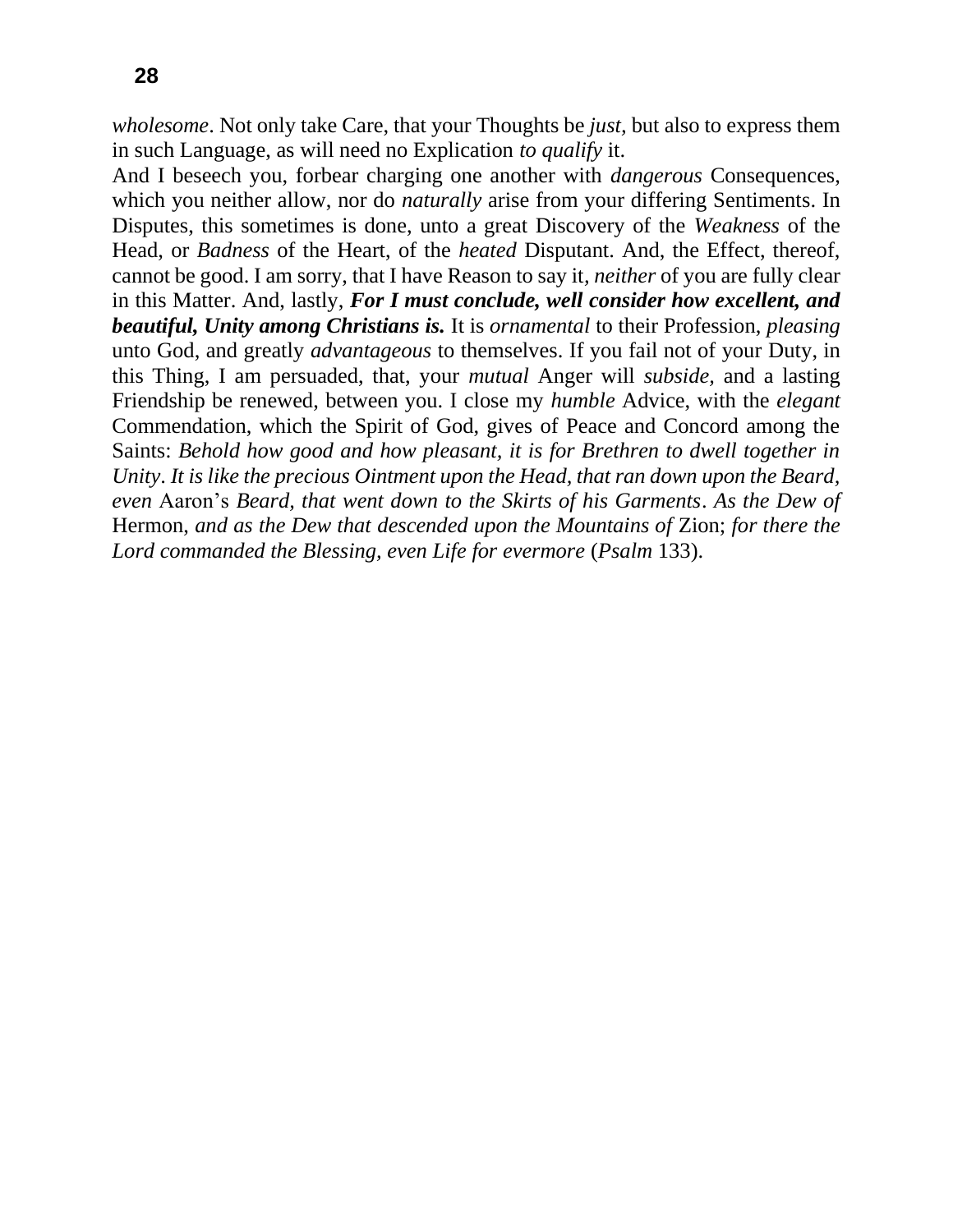*wholesome*. Not only take Care, that your Thoughts be *just*, but also to express them in such Language, as will need no Explication *to qualify* it.

And I beseech you, forbear charging one another with *dangerous* Consequences, which you neither allow, nor do *naturally* arise from your differing Sentiments. In Disputes, this sometimes is done, unto a great Discovery of the *Weakness* of the Head, or *Badness* of the Heart, of the *heated* Disputant. And, the Effect, thereof, cannot be good. I am sorry, that I have Reason to say it, *neither* of you are fully clear in this Matter. And, lastly, ***For I must conclude, well consider how excellent, and beautiful, Unity among Christians is.*** It is *ornamental* to their Profession, *pleasing* unto God, and greatly *advantageous* to themselves. If you fail not of your Duty, in this Thing, I am persuaded, that, your *mutual* Anger will *subside,* and a lasting Friendship be renewed, between you. I close my *humble* Advice, with the *elegant* Commendation, which the Spirit of God, gives of Peace and Concord among the Saints: *Behold how good and how pleasant, it is for Brethren to dwell together in Unity*. *It is like the precious Ointment upon the Head, that ran down upon the Beard, even* Aaron's *Beard, that went down to the Skirts of his Garments*. *As the Dew of* Hermon, *and as the Dew that descended upon the Mountains of* Zion; *for there the Lord commanded the Blessing, even Life for evermore* (*Psalm* 133).